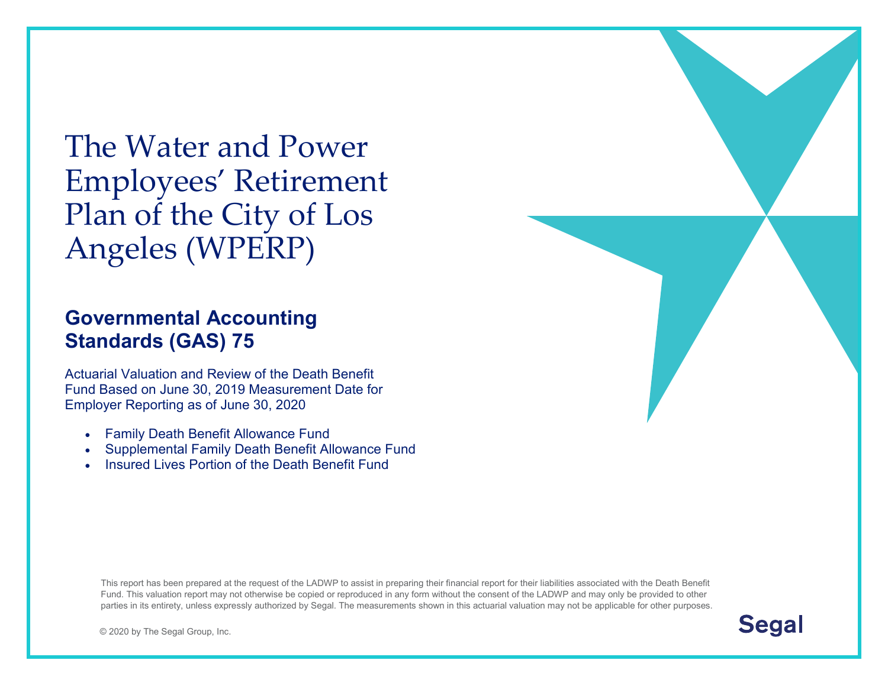# The Water and Power Employees' Retirement Plan of the City of Los Angeles (WPERP)

## Governmental Accounting Standards (GAS) 75

Actuarial Valuation and Review of the Death Benefit Fund Based on June 30, 2019 Measurement Date for Employer Reporting as of June 30, 2020

- Family Death Benefit Allowance Fund
- Supplemental Family Death Benefit Allowance Fund
- Insured Lives Portion of the Death Benefit Fund

This report has been prepared at the request of the LADWP to assist in preparing their financial report for their liabilities associated with the Death Benefit Fund. This valuation report may not otherwise be copied or reproduced in any form without the consent of the LADWP and may only be provided to other parties in its entirety, unless expressly authorized by Segal. The measurements shown in this actuarial valuation may not be applicable for other purposes.

© 2020 by The Segal Group, Inc.

Segal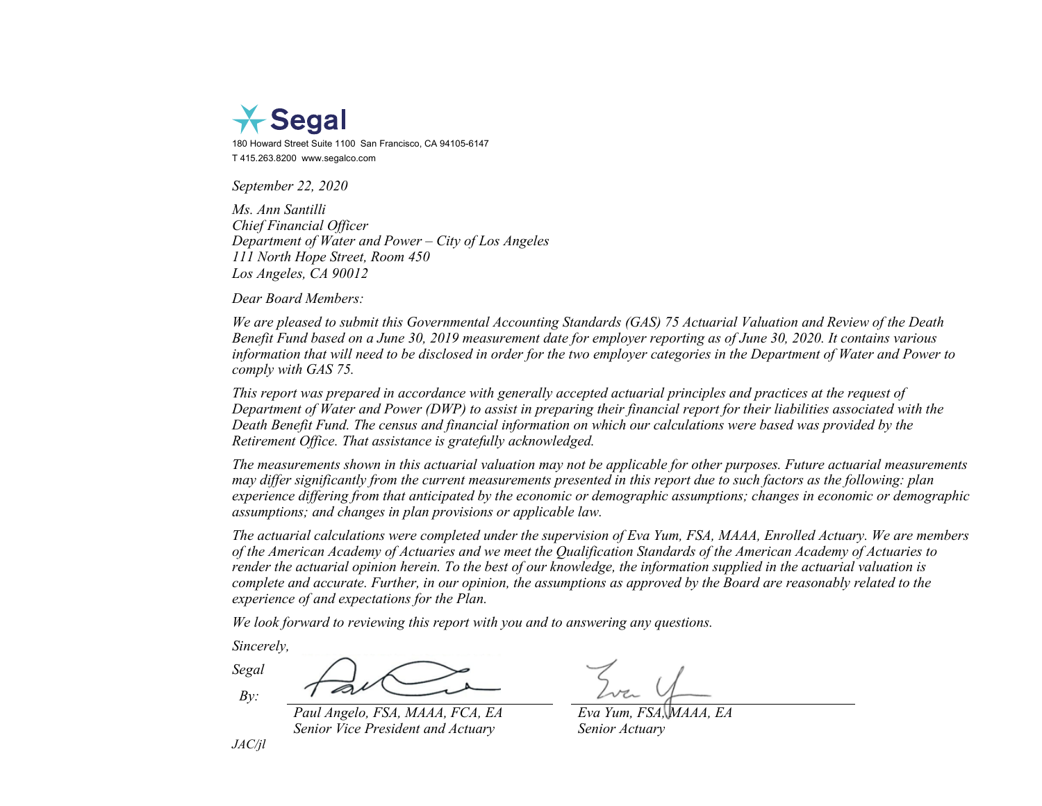**Segal**

180 Howard Street Suite 1100 San Francisco, CA 94105-6147
T 415.263.8200 www.segalco.com

*September 22, 2020*

*Ms. Ann Santilli*
*Chief Financial Officer*
*Department of Water and Power – City of Los Angeles*
*111 North Hope Street, Room 450*
*Los Angeles, CA 90012*

*Dear Board Members:*

*We are pleased to submit this Governmental Accounting Standards (GAS) 75 Actuarial Valuation and Review of the Death Benefit Fund based on a June 30, 2019 measurement date for employer reporting as of June 30, 2020. It contains various information that will need to be disclosed in order for the two employer categories in the Department of Water and Power to comply with GAS 75.*

*This report was prepared in accordance with generally accepted actuarial principles and practices at the request of Department of Water and Power (DWP) to assist in preparing their financial report for their liabilities associated with the Death Benefit Fund. The census and financial information on which our calculations were based was provided by the Retirement Office. That assistance is gratefully acknowledged.*

*The measurements shown in this actuarial valuation may not be applicable for other purposes. Future actuarial measurements may differ significantly from the current measurements presented in this report due to such factors as the following: plan experience differing from that anticipated by the economic or demographic assumptions; changes in economic or demographic assumptions; and changes in plan provisions or applicable law.*

*The actuarial calculations were completed under the supervision of Eva Yum, FSA, MAAA, Enrolled Actuary. We are members of the American Academy of Actuaries and we meet the Qualification Standards of the American Academy of Actuaries to render the actuarial opinion herein. To the best of our knowledge, the information supplied in the actuarial valuation is complete and accurate. Further, in our opinion, the assumptions as approved by the Board are reasonably related to the experience of and expectations for the Plan.*

*We look forward to reviewing this report with you and to answering any questions.*

*Sincerely,*

*Segal*

*By:*

*Paul Angelo, FSA, MAAA, FCA, EA*
*Senior Vice President and Actuary*

*Eva Yum, FSA, MAAA, EA*
*Senior Actuary*

*JAC/jl*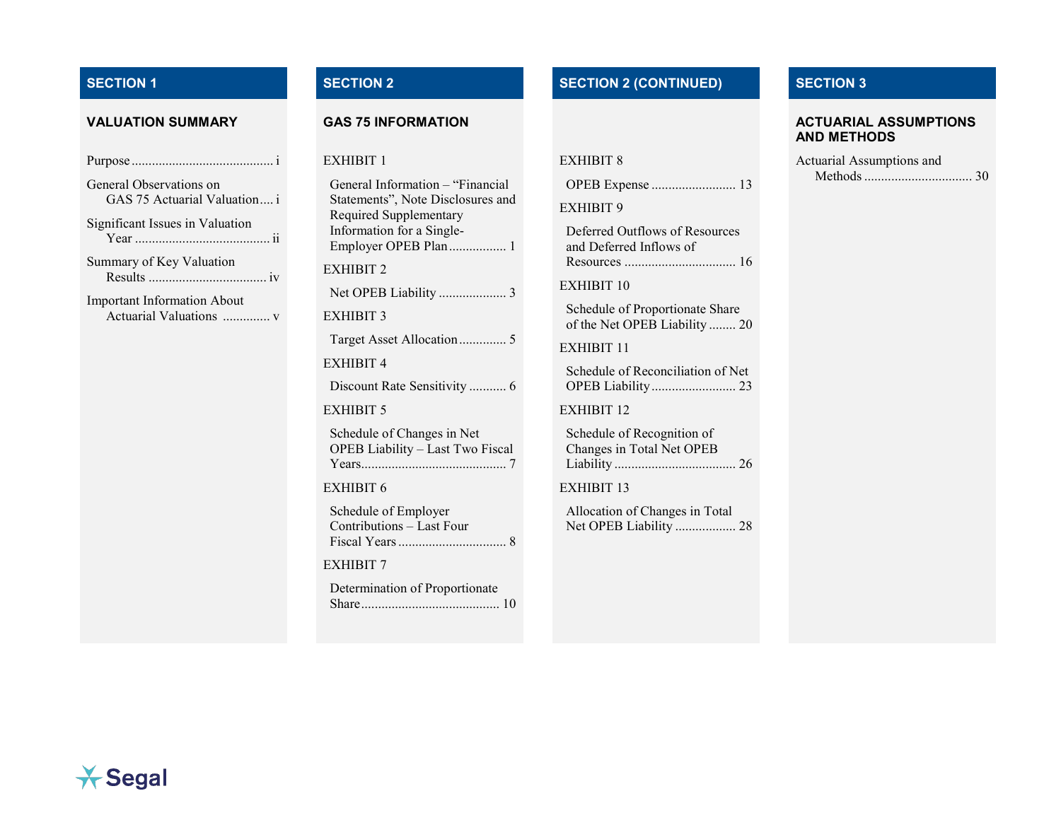## SECTION 1

### VALUATION SUMMARY

- Purpose .......................................... i
- General Observations on GAS 75 Actuarial Valuation.... i
- Significant Issues in Valuation Year ........................................ ii
- Summary of Key Valuation Results .................................. iv
- Important Information About Actuarial Valuations ............. v

## SECTION 2

### GAS 75 INFORMATION

EXHIBIT 1

- General Information – "Financial Statements", Note Disclosures and Required Supplementary Information for a Single-Employer OPEB Plan ................ 1

EXHIBIT 2

- Net OPEB Liability .................... 3

EXHIBIT 3

- Target Asset Allocation ............. 5

EXHIBIT 4

- Discount Rate Sensitivity ........... 6

EXHIBIT 5

- Schedule of Changes in Net OPEB Liability – Last Two Fiscal Years........................................... 7

EXHIBIT 6

- Schedule of Employer Contributions – Last Four Fiscal Years ................................ 8

EXHIBIT 7

- Determination of Proportionate Share......................................... 10

## SECTION 2 (CONTINUED)

EXHIBIT 8

- OPEB Expense ......................... 13

EXHIBIT 9

- Deferred Outflows of Resources and Deferred Inflows of Resources ................................. 16

EXHIBIT 10

- Schedule of Proportionate Share of the Net OPEB Liability ........ 20

EXHIBIT 11

- Schedule of Reconciliation of Net OPEB Liability ......................... 23

EXHIBIT 12

- Schedule of Recognition of Changes in Total Net OPEB Liability .................................... 26

EXHIBIT 13

- Allocation of Changes in Total Net OPEB Liability .................. 28

## SECTION 3

### ACTUARIAL ASSUMPTIONS AND METHODS

- Actuarial Assumptions and Methods ................................ 30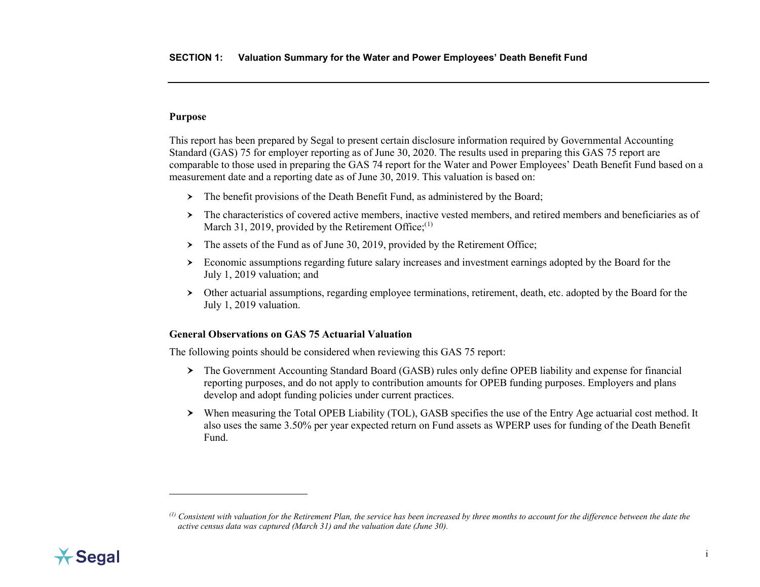## SECTION 1: Valuation Summary for the Water and Power Employees' Death Benefit Fund

### Purpose

This report has been prepared by Segal to present certain disclosure information required by Governmental Accounting Standard (GAS) 75 for employer reporting as of June 30, 2020. The results used in preparing this GAS 75 report are comparable to those used in preparing the GAS 74 report for the Water and Power Employees' Death Benefit Fund based on a measurement date and a reporting date as of June 30, 2019. This valuation is based on:

- The benefit provisions of the Death Benefit Fund, as administered by the Board;
- The characteristics of covered active members, inactive vested members, and retired members and beneficiaries as of March 31, 2019, provided by the Retirement Office;[1]
- The assets of the Fund as of June 30, 2019, provided by the Retirement Office;
- Economic assumptions regarding future salary increases and investment earnings adopted by the Board for the July 1, 2019 valuation; and
- Other actuarial assumptions, regarding employee terminations, retirement, death, etc. adopted by the Board for the July 1, 2019 valuation.

### General Observations on GAS 75 Actuarial Valuation

The following points should be considered when reviewing this GAS 75 report:

- The Government Accounting Standard Board (GASB) rules only define OPEB liability and expense for financial reporting purposes, and do not apply to contribution amounts for OPEB funding purposes. Employers and plans develop and adopt funding policies under current practices.
- When measuring the Total OPEB Liability (TOL), GASB specifies the use of the Entry Age actuarial cost method. It also uses the same 3.50% per year expected return on Fund assets as WPERP uses for funding of the Death Benefit Fund.

---

[1] *Consistent with valuation for the Retirement Plan, the service has been increased by three months to account for the difference between the date the active census data was captured (March 31) and the valuation date (June 30).*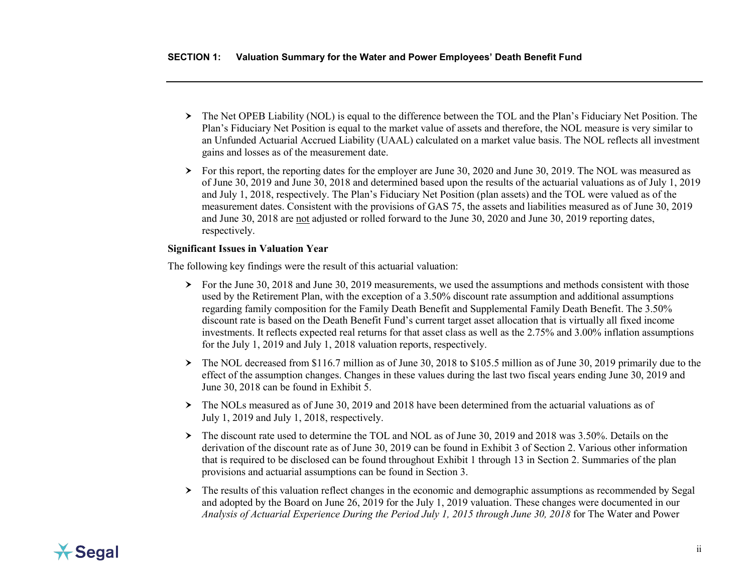- The Net OPEB Liability (NOL) is equal to the difference between the TOL and the Plan's Fiduciary Net Position. The Plan's Fiduciary Net Position is equal to the market value of assets and therefore, the NOL measure is very similar to an Unfunded Actuarial Accrued Liability (UAAL) calculated on a market value basis. The NOL reflects all investment gains and losses as of the measurement date.
- For this report, the reporting dates for the employer are June 30, 2020 and June 30, 2019. The NOL was measured as of June 30, 2019 and June 30, 2018 and determined based upon the results of the actuarial valuations as of July 1, 2019 and July 1, 2018, respectively. The Plan's Fiduciary Net Position (plan assets) and the TOL were valued as of the measurement dates. Consistent with the provisions of GAS 75, the assets and liabilities measured as of June 30, 2019 and June 30, 2018 are <u>not</u> adjusted or rolled forward to the June 30, 2020 and June 30, 2019 reporting dates, respectively.

**Significant Issues in Valuation Year**

The following key findings were the result of this actuarial valuation:

- For the June 30, 2018 and June 30, 2019 measurements, we used the assumptions and methods consistent with those used by the Retirement Plan, with the exception of a 3.50% discount rate assumption and additional assumptions regarding family composition for the Family Death Benefit and Supplemental Family Death Benefit. The 3.50% discount rate is based on the Death Benefit Fund's current target asset allocation that is virtually all fixed income investments. It reflects expected real returns for that asset class as well as the 2.75% and 3.00% inflation assumptions for the July 1, 2019 and July 1, 2018 valuation reports, respectively.
- The NOL decreased from $116.7 million as of June 30, 2018 to $105.5 million as of June 30, 2019 primarily due to the effect of the assumption changes. Changes in these values during the last two fiscal years ending June 30, 2019 and June 30, 2018 can be found in Exhibit 5.
- The NOLs measured as of June 30, 2019 and 2018 have been determined from the actuarial valuations as of July 1, 2019 and July 1, 2018, respectively.
- The discount rate used to determine the TOL and NOL as of June 30, 2019 and 2018 was 3.50%. Details on the derivation of the discount rate as of June 30, 2019 can be found in Exhibit 3 of Section 2. Various other information that is required to be disclosed can be found throughout Exhibit 1 through 13 in Section 2. Summaries of the plan provisions and actuarial assumptions can be found in Section 3.
- The results of this valuation reflect changes in the economic and demographic assumptions as recommended by Segal and adopted by the Board on June 26, 2019 for the July 1, 2019 valuation. These changes were documented in our *Analysis of Actuarial Experience During the Period July 1, 2015 through June 30, 2018* for The Water and Power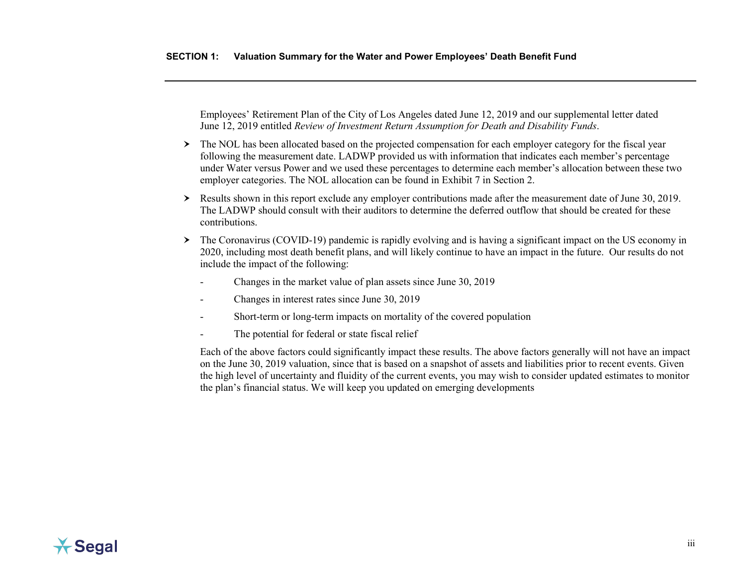Employees' Retirement Plan of the City of Los Angeles dated June 12, 2019 and our supplemental letter dated June 12, 2019 entitled *Review of Investment Return Assumption for Death and Disability Funds*.

- The NOL has been allocated based on the projected compensation for each employer category for the fiscal year following the measurement date. LADWP provided us with information that indicates each member's percentage under Water versus Power and we used these percentages to determine each member's allocation between these two employer categories. The NOL allocation can be found in Exhibit 7 in Section 2.
- Results shown in this report exclude any employer contributions made after the measurement date of June 30, 2019. The LADWP should consult with their auditors to determine the deferred outflow that should be created for these contributions.
- The Coronavirus (COVID-19) pandemic is rapidly evolving and is having a significant impact on the US economy in 2020, including most death benefit plans, and will likely continue to have an impact in the future. Our results do not include the impact of the following:
  - Changes in the market value of plan assets since June 30, 2019
  - Changes in interest rates since June 30, 2019
  - Short-term or long-term impacts on mortality of the covered population
  - The potential for federal or state fiscal relief

  Each of the above factors could significantly impact these results. The above factors generally will not have an impact on the June 30, 2019 valuation, since that is based on a snapshot of assets and liabilities prior to recent events. Given the high level of uncertainty and fluidity of the current events, you may wish to consider updated estimates to monitor the plan's financial status. We will keep you updated on emerging developments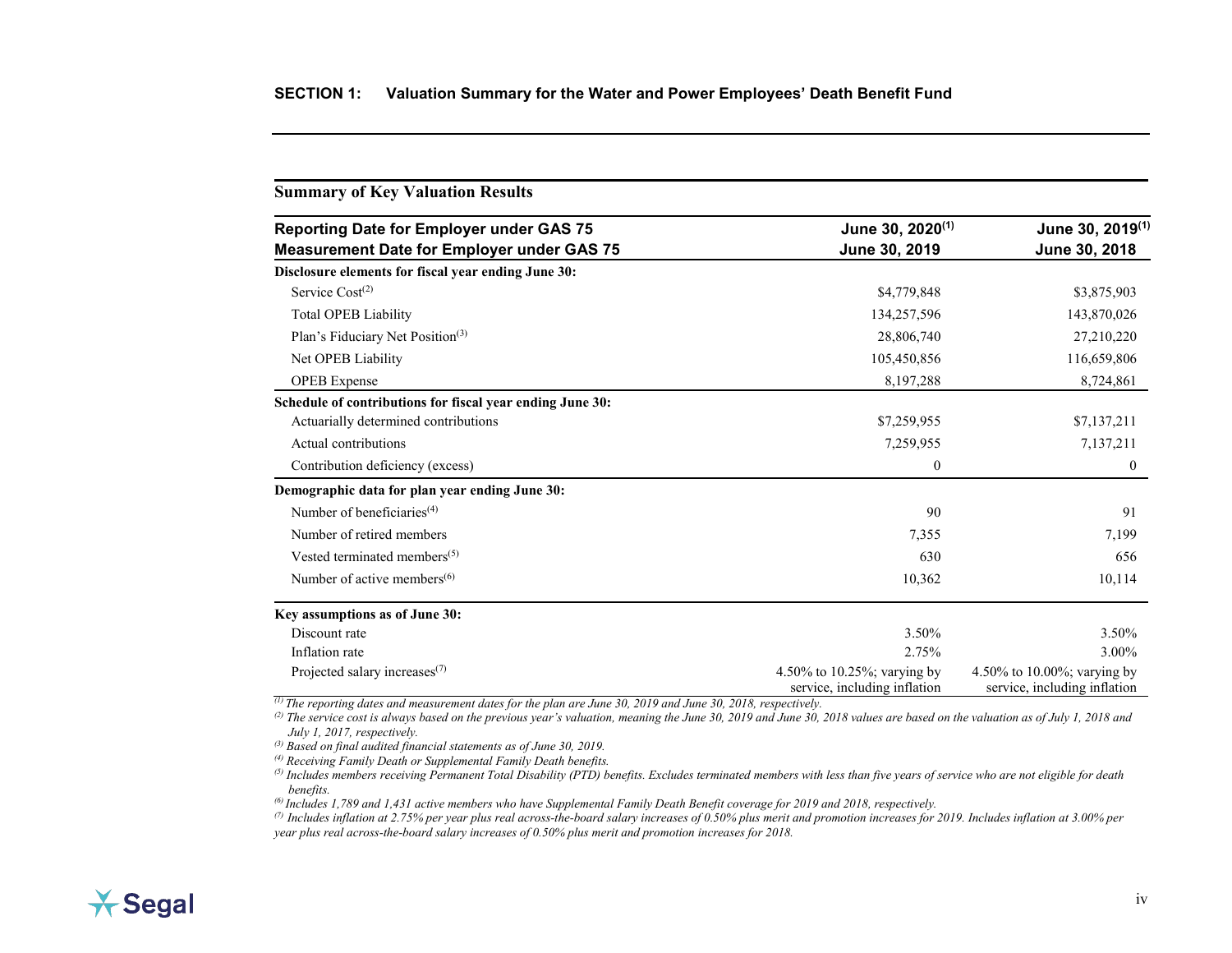## SECTION 1: Valuation Summary for the Water and Power Employees' Death Benefit Fund

### Summary of Key Valuation Results

| Reporting Date for Employer under GAS 75<br>Measurement Date for Employer under GAS 75 | June 30, 2020[1]<br>June 30, 2019 | June 30, 2019[1]<br>June 30, 2018 |
|---|---|---|
| **Disclosure elements for fiscal year ending June 30:** | | |
| Service Cost[2] | $4,779,848 | $3,875,903 |
| Total OPEB Liability | 134,257,596 | 143,870,026 |
| Plan's Fiduciary Net Position[3] | 28,806,740 | 27,210,220 |
| Net OPEB Liability | 105,450,856 | 116,659,806 |
| OPEB Expense | 8,197,288 | 8,724,861 |
| **Schedule of contributions for fiscal year ending June 30:** | | |
| Actuarially determined contributions | $7,259,955 | $7,137,211 |
| Actual contributions | 7,259,955 | 7,137,211 |
| Contribution deficiency (excess) | 0 | 0 |
| **Demographic data for plan year ending June 30:** | | |
| Number of beneficiaries[4] | 90 | 91 |
| Number of retired members | 7,355 | 7,199 |
| Vested terminated members[5] | 630 | 656 |
| Number of active members[6] | 10,362 | 10,114 |
| **Key assumptions as of June 30:** | | |
| Discount rate | 3.50% | 3.50% |
| Inflation rate | 2.75% | 3.00% |
| Projected salary increases[7] | 4.50% to 10.25%; varying by service, including inflation | 4.50% to 10.00%; varying by service, including inflation |

*[1] The reporting dates and measurement dates for the plan are June 30, 2019 and June 30, 2018, respectively.*

*[2] The service cost is always based on the previous year's valuation, meaning the June 30, 2019 and June 30, 2018 values are based on the valuation as of July 1, 2018 and July 1, 2017, respectively.*

*[3] Based on final audited financial statements as of June 30, 2019.*

*[4] Receiving Family Death or Supplemental Family Death benefits.*

*[5] Includes members receiving Permanent Total Disability (PTD) benefits. Excludes terminated members with less than five years of service who are not eligible for death benefits.*

*[6] Includes 1,789 and 1,431 active members who have Supplemental Family Death Benefit coverage for 2019 and 2018, respectively.*

*[7] Includes inflation at 2.75% per year plus real across-the-board salary increases of 0.50% plus merit and promotion increases for 2019. Includes inflation at 3.00% per year plus real across-the-board salary increases of 0.50% plus merit and promotion increases for 2018.*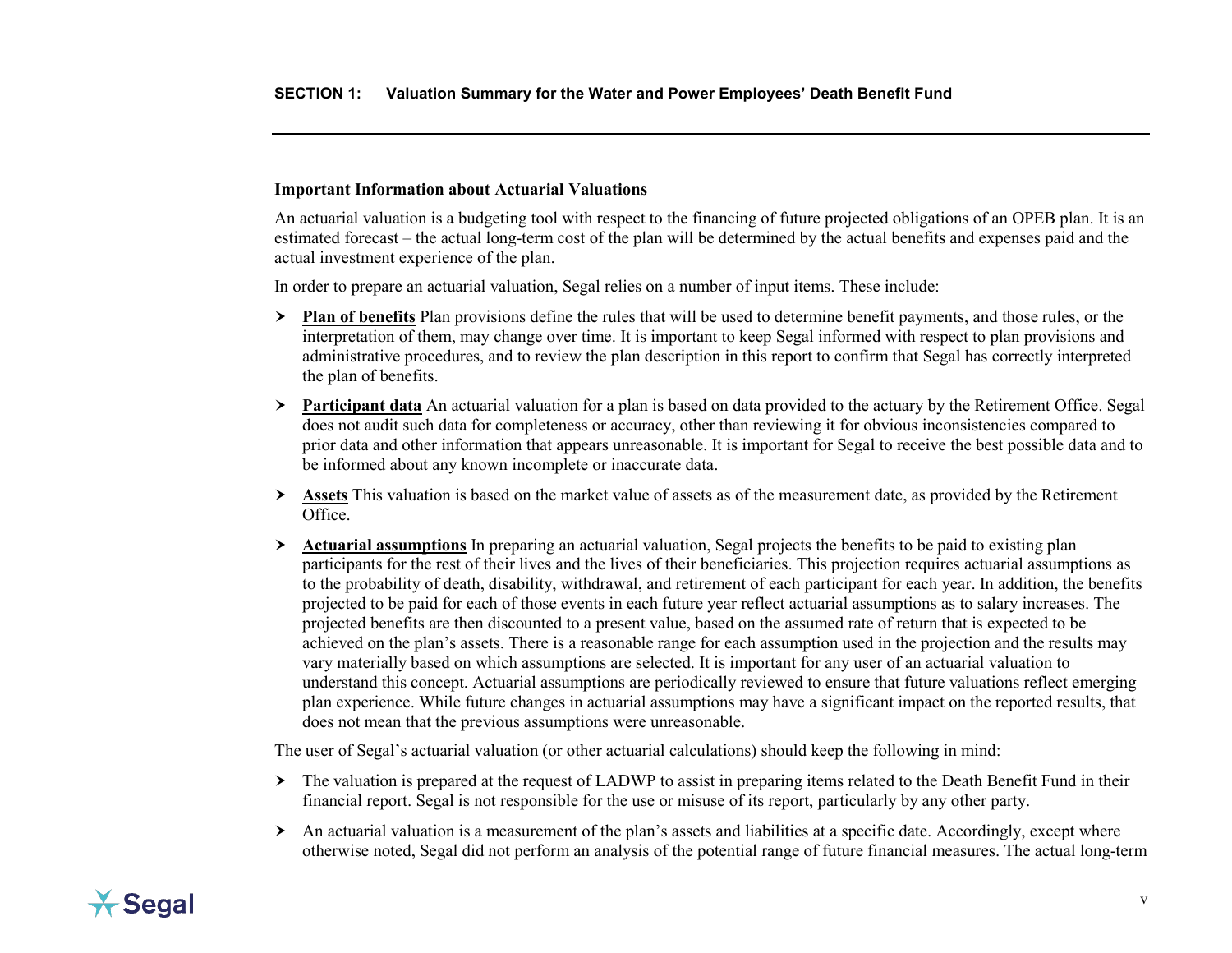### Important Information about Actuarial Valuations

An actuarial valuation is a budgeting tool with respect to the financing of future projected obligations of an OPEB plan. It is an estimated forecast – the actual long-term cost of the plan will be determined by the actual benefits and expenses paid and the actual investment experience of the plan.

In order to prepare an actuarial valuation, Segal relies on a number of input items. These include:

- **Plan of benefits** Plan provisions define the rules that will be used to determine benefit payments, and those rules, or the interpretation of them, may change over time. It is important to keep Segal informed with respect to plan provisions and administrative procedures, and to review the plan description in this report to confirm that Segal has correctly interpreted the plan of benefits.
- **Participant data** An actuarial valuation for a plan is based on data provided to the actuary by the Retirement Office. Segal does not audit such data for completeness or accuracy, other than reviewing it for obvious inconsistencies compared to prior data and other information that appears unreasonable. It is important for Segal to receive the best possible data and to be informed about any known incomplete or inaccurate data.
- **Assets** This valuation is based on the market value of assets as of the measurement date, as provided by the Retirement Office.
- **Actuarial assumptions** In preparing an actuarial valuation, Segal projects the benefits to be paid to existing plan participants for the rest of their lives and the lives of their beneficiaries. This projection requires actuarial assumptions as to the probability of death, disability, withdrawal, and retirement of each participant for each year. In addition, the benefits projected to be paid for each of those events in each future year reflect actuarial assumptions as to salary increases. The projected benefits are then discounted to a present value, based on the assumed rate of return that is expected to be achieved on the plan's assets. There is a reasonable range for each assumption used in the projection and the results may vary materially based on which assumptions are selected. It is important for any user of an actuarial valuation to understand this concept. Actuarial assumptions are periodically reviewed to ensure that future valuations reflect emerging plan experience. While future changes in actuarial assumptions may have a significant impact on the reported results, that does not mean that the previous assumptions were unreasonable.

The user of Segal's actuarial valuation (or other actuarial calculations) should keep the following in mind:

- The valuation is prepared at the request of LADWP to assist in preparing items related to the Death Benefit Fund in their financial report. Segal is not responsible for the use or misuse of its report, particularly by any other party.
- An actuarial valuation is a measurement of the plan's assets and liabilities at a specific date. Accordingly, except where otherwise noted, Segal did not perform an analysis of the potential range of future financial measures. The actual long-term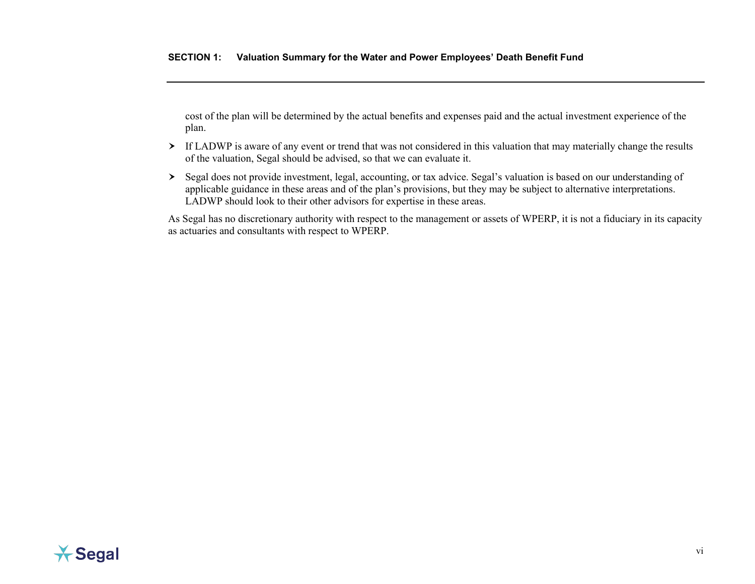cost of the plan will be determined by the actual benefits and expenses paid and the actual investment experience of the plan.

- If LADWP is aware of any event or trend that was not considered in this valuation that may materially change the results of the valuation, Segal should be advised, so that we can evaluate it.
- Segal does not provide investment, legal, accounting, or tax advice. Segal's valuation is based on our understanding of applicable guidance in these areas and of the plan's provisions, but they may be subject to alternative interpretations. LADWP should look to their other advisors for expertise in these areas.

As Segal has no discretionary authority with respect to the management or assets of WPERP, it is not a fiduciary in its capacity as actuaries and consultants with respect to WPERP.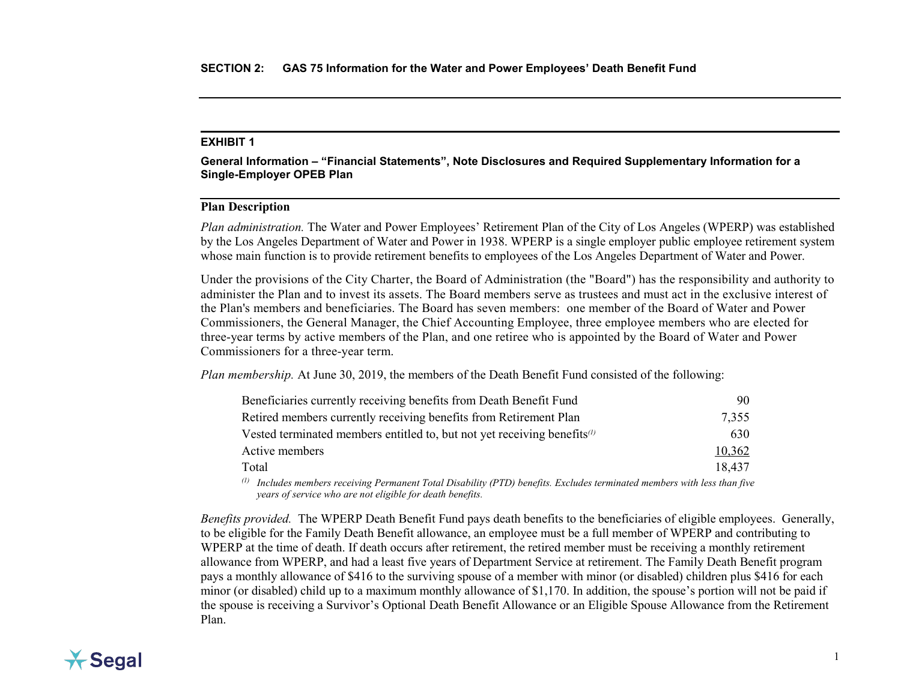## SECTION 2: GAS 75 Information for the Water and Power Employees' Death Benefit Fund

### EXHIBIT 1

**General Information – "Financial Statements", Note Disclosures and Required Supplementary Information for a Single-Employer OPEB Plan**

### Plan Description

*Plan administration.* The Water and Power Employees' Retirement Plan of the City of Los Angeles (WPERP) was established by the Los Angeles Department of Water and Power in 1938. WPERP is a single employer public employee retirement system whose main function is to provide retirement benefits to employees of the Los Angeles Department of Water and Power.

Under the provisions of the City Charter, the Board of Administration (the "Board") has the responsibility and authority to administer the Plan and to invest its assets. The Board members serve as trustees and must act in the exclusive interest of the Plan's members and beneficiaries. The Board has seven members: one member of the Board of Water and Power Commissioners, the General Manager, the Chief Accounting Employee, three employee members who are elected for three-year terms by active members of the Plan, and one retiree who is appointed by the Board of Water and Power Commissioners for a three-year term.

*Plan membership.* At June 30, 2019, the members of the Death Benefit Fund consisted of the following:

| | |
|---|---|
| Beneficiaries currently receiving benefits from Death Benefit Fund | 90 |
| Retired members currently receiving benefits from Retirement Plan | 7,355 |
| Vested terminated members entitled to, but not yet receiving benefits[1] | 630 |
| Active members | 10,362 |
| Total | 18,437 |

[1] *Includes members receiving Permanent Total Disability (PTD) benefits. Excludes terminated members with less than five years of service who are not eligible for death benefits.*

*Benefits provided.* The WPERP Death Benefit Fund pays death benefits to the beneficiaries of eligible employees. Generally, to be eligible for the Family Death Benefit allowance, an employee must be a full member of WPERP and contributing to WPERP at the time of death. If death occurs after retirement, the retired member must be receiving a monthly retirement allowance from WPERP, and had a least five years of Department Service at retirement. The Family Death Benefit program pays a monthly allowance of $416 to the surviving spouse of a member with minor (or disabled) children plus $416 for each minor (or disabled) child up to a maximum monthly allowance of $1,170. In addition, the spouse's portion will not be paid if the spouse is receiving a Survivor's Optional Death Benefit Allowance or an Eligible Spouse Allowance from the Retirement Plan.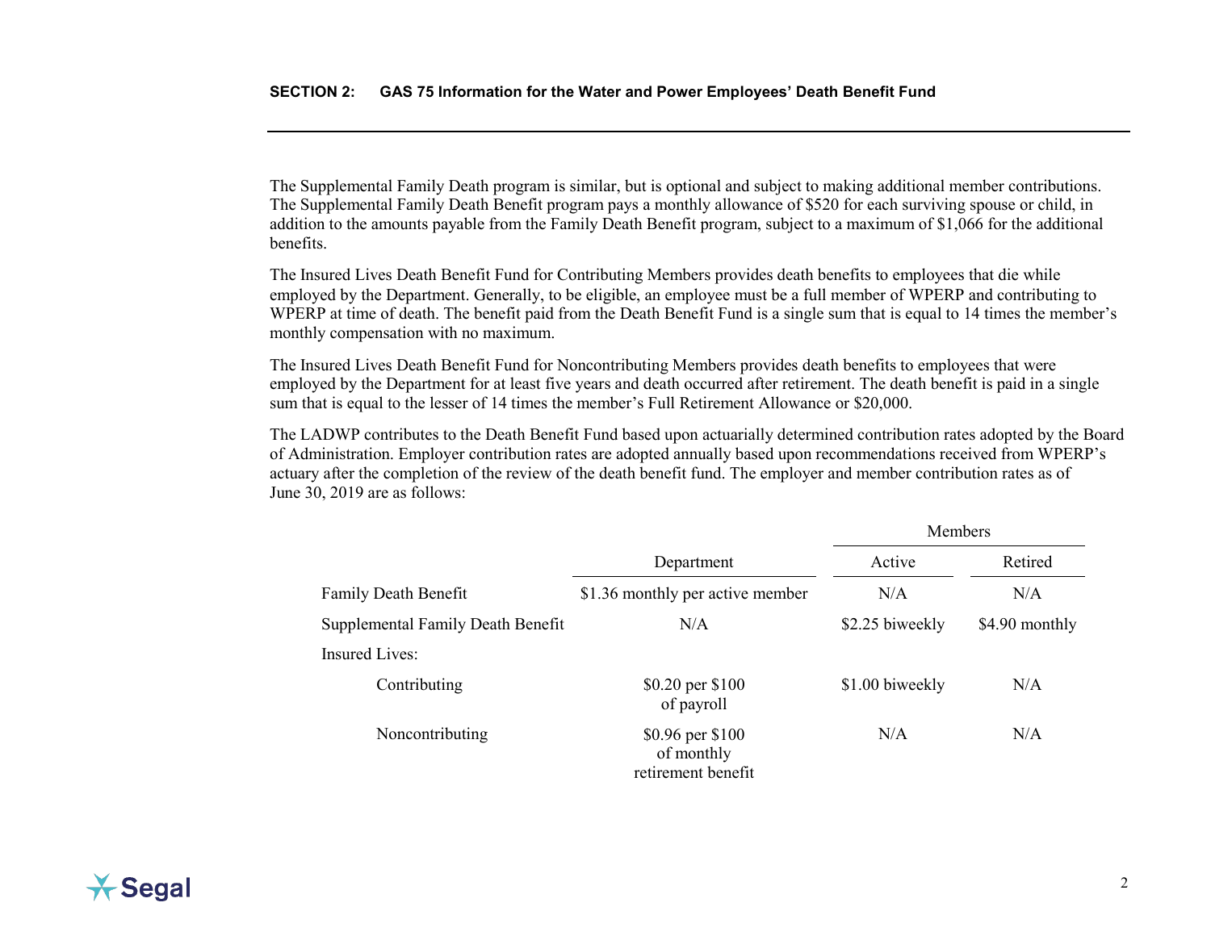The Supplemental Family Death program is similar, but is optional and subject to making additional member contributions. The Supplemental Family Death Benefit program pays a monthly allowance of $520 for each surviving spouse or child, in addition to the amounts payable from the Family Death Benefit program, subject to a maximum of $1,066 for the additional benefits.

The Insured Lives Death Benefit Fund for Contributing Members provides death benefits to employees that die while employed by the Department. Generally, to be eligible, an employee must be a full member of WPERP and contributing to WPERP at time of death. The benefit paid from the Death Benefit Fund is a single sum that is equal to 14 times the member's monthly compensation with no maximum.

The Insured Lives Death Benefit Fund for Noncontributing Members provides death benefits to employees that were employed by the Department for at least five years and death occurred after retirement. The death benefit is paid in a single sum that is equal to the lesser of 14 times the member's Full Retirement Allowance or $20,000.

The LADWP contributes to the Death Benefit Fund based upon actuarially determined contribution rates adopted by the Board of Administration. Employer contribution rates are adopted annually based upon recommendations received from WPERP's actuary after the completion of the review of the death benefit fund. The employer and member contribution rates as of June 30, 2019 are as follows:

| | | Members | |
|---|---|---|---|
| | Department | Active | Retired |
| Family Death Benefit | $1.36 monthly per active member | N/A | N/A |
| Supplemental Family Death Benefit | N/A | $2.25 biweekly | $4.90 monthly |
| Insured Lives: | | | |
| Contributing | $0.20 per $100 of payroll | $1.00 biweekly | N/A |
| Noncontributing | $0.96 per $100 of monthly retirement benefit | N/A | N/A |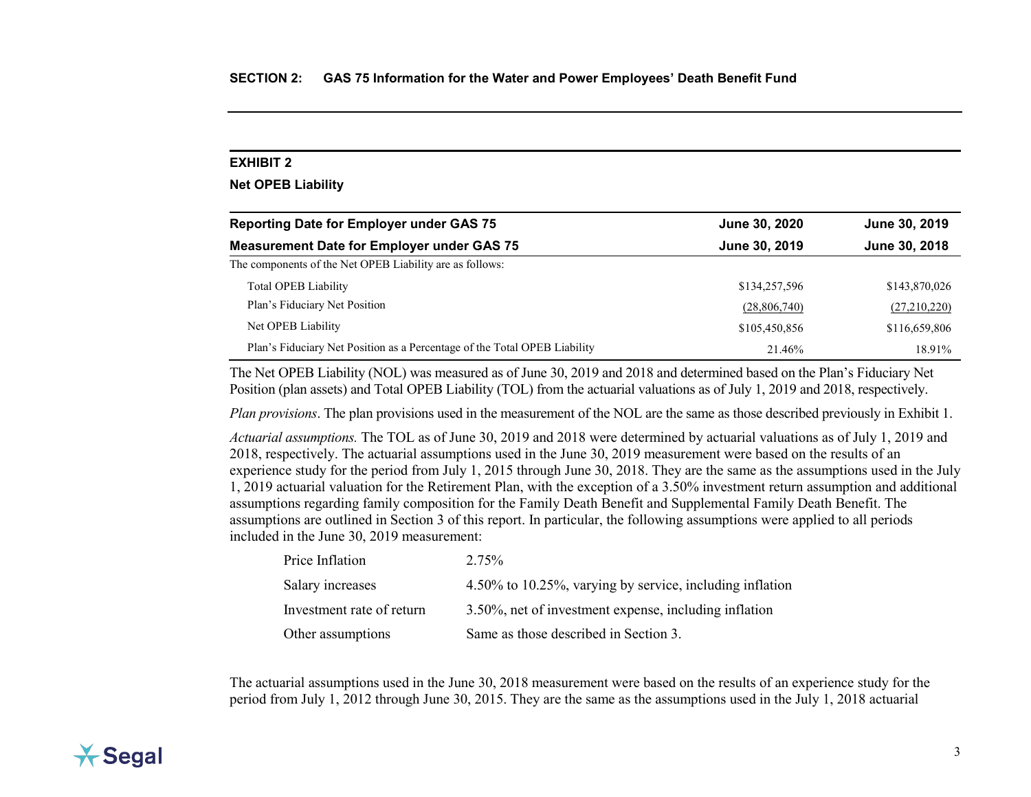## SECTION 2: GAS 75 Information for the Water and Power Employees' Death Benefit Fund

### EXHIBIT 2

**Net OPEB Liability**

| **Reporting Date for Employer under GAS 75** | **June 30, 2020** | **June 30, 2019** |
|---|---|---|
| **Measurement Date for Employer under GAS 75** | **June 30, 2019** | **June 30, 2018** |
| The components of the Net OPEB Liability are as follows: | | |
| Total OPEB Liability | $134,257,596 | $143,870,026 |
| Plan's Fiduciary Net Position | (28,806,740) | (27,210,220) |
| Net OPEB Liability | $105,450,856 | $116,659,806 |
| Plan's Fiduciary Net Position as a Percentage of the Total OPEB Liability | 21.46% | 18.91% |

The Net OPEB Liability (NOL) was measured as of June 30, 2019 and 2018 and determined based on the Plan's Fiduciary Net Position (plan assets) and Total OPEB Liability (TOL) from the actuarial valuations as of July 1, 2019 and 2018, respectively.

*Plan provisions*. The plan provisions used in the measurement of the NOL are the same as those described previously in Exhibit 1.

*Actuarial assumptions.* The TOL as of June 30, 2019 and 2018 were determined by actuarial valuations as of July 1, 2019 and 2018, respectively. The actuarial assumptions used in the June 30, 2019 measurement were based on the results of an experience study for the period from July 1, 2015 through June 30, 2018. They are the same as the assumptions used in the July 1, 2019 actuarial valuation for the Retirement Plan, with the exception of a 3.50% investment return assumption and additional assumptions regarding family composition for the Family Death Benefit and Supplemental Family Death Benefit. The assumptions are outlined in Section 3 of this report. In particular, the following assumptions were applied to all periods included in the June 30, 2019 measurement:

| | |
|---|---|
| Price Inflation | 2.75% |
| Salary increases | 4.50% to 10.25%, varying by service, including inflation |
| Investment rate of return | 3.50%, net of investment expense, including inflation |
| Other assumptions | Same as those described in Section 3. |

The actuarial assumptions used in the June 30, 2018 measurement were based on the results of an experience study for the period from July 1, 2012 through June 30, 2015. They are the same as the assumptions used in the July 1, 2018 actuarial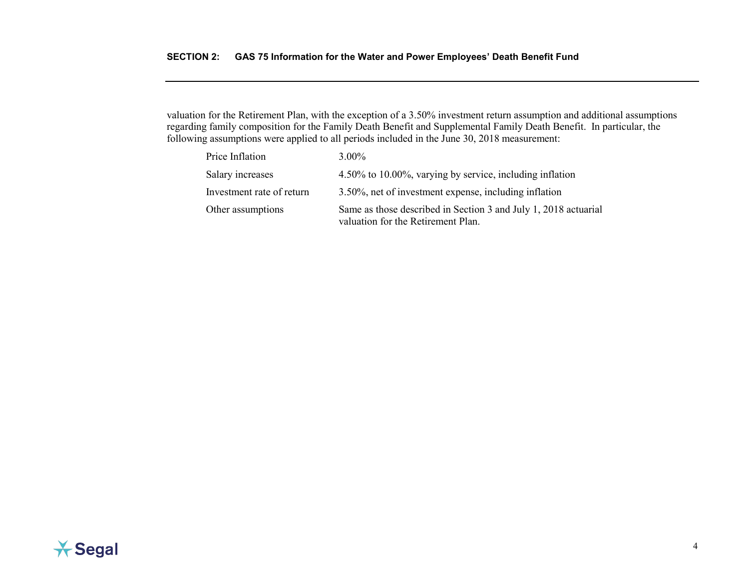valuation for the Retirement Plan, with the exception of a 3.50% investment return assumption and additional assumptions regarding family composition for the Family Death Benefit and Supplemental Family Death Benefit. In particular, the following assumptions were applied to all periods included in the June 30, 2018 measurement:

| | |
|---|---|
| Price Inflation | 3.00% |
| Salary increases | 4.50% to 10.00%, varying by service, including inflation |
| Investment rate of return | 3.50%, net of investment expense, including inflation |
| Other assumptions | Same as those described in Section 3 and July 1, 2018 actuarial valuation for the Retirement Plan. |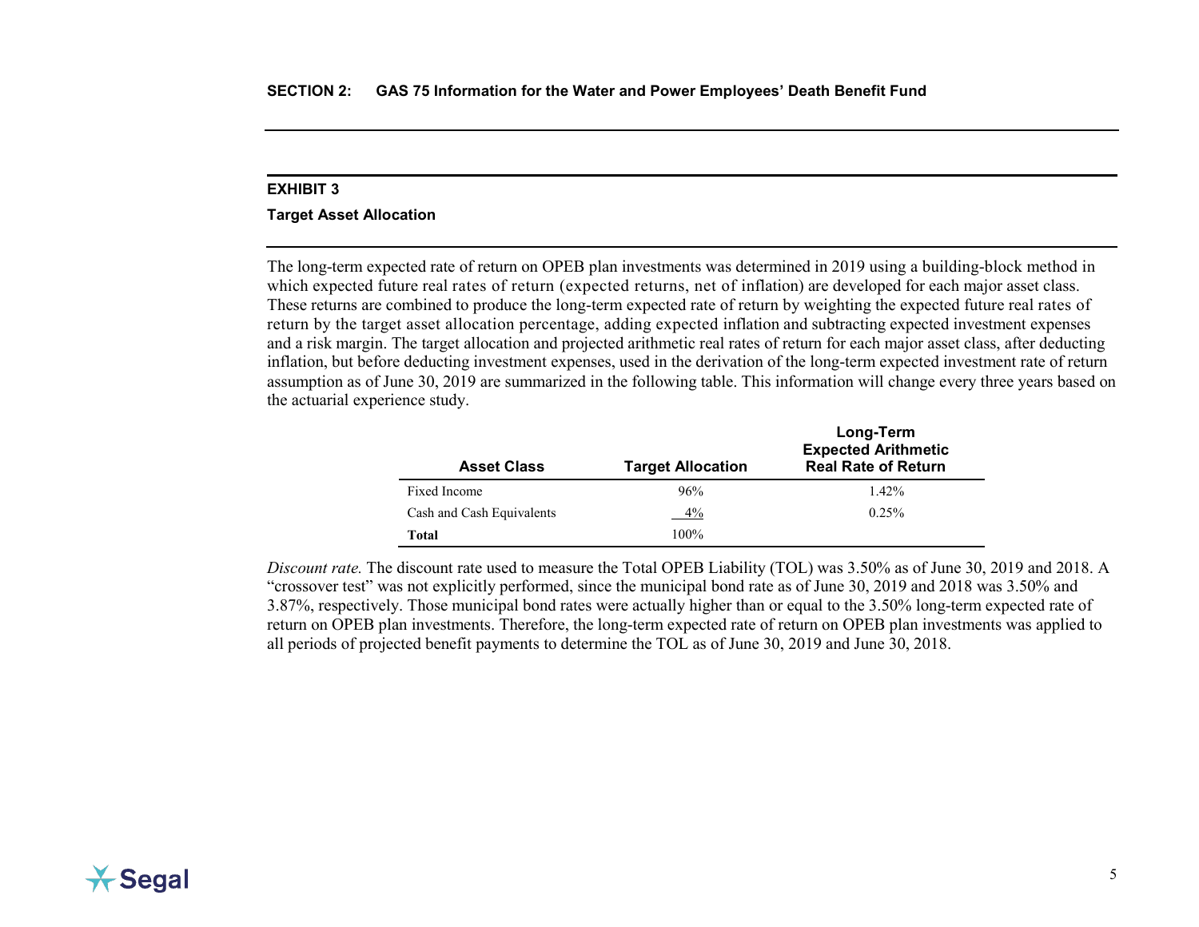## SECTION 2: GAS 75 Information for the Water and Power Employees' Death Benefit Fund

### EXHIBIT 3

**Target Asset Allocation**

The long-term expected rate of return on OPEB plan investments was determined in 2019 using a building-block method in which expected future real rates of return (expected returns, net of inflation) are developed for each major asset class. These returns are combined to produce the long-term expected rate of return by weighting the expected future real rates of return by the target asset allocation percentage, adding expected inflation and subtracting expected investment expenses and a risk margin. The target allocation and projected arithmetic real rates of return for each major asset class, after deducting inflation, but before deducting investment expenses, used in the derivation of the long-term expected investment rate of return assumption as of June 30, 2019 are summarized in the following table. This information will change every three years based on the actuarial experience study.

| Asset Class | Target Allocation | Long-Term Expected Arithmetic Real Rate of Return |
|---|---|---|
| Fixed Income | 96% | 1.42% |
| Cash and Cash Equivalents | 4% | 0.25% |
| **Total** | 100% | |

*Discount rate.* The discount rate used to measure the Total OPEB Liability (TOL) was 3.50% as of June 30, 2019 and 2018. A "crossover test" was not explicitly performed, since the municipal bond rate as of June 30, 2019 and 2018 was 3.50% and 3.87%, respectively. Those municipal bond rates were actually higher than or equal to the 3.50% long-term expected rate of return on OPEB plan investments. Therefore, the long-term expected rate of return on OPEB plan investments was applied to all periods of projected benefit payments to determine the TOL as of June 30, 2019 and June 30, 2018.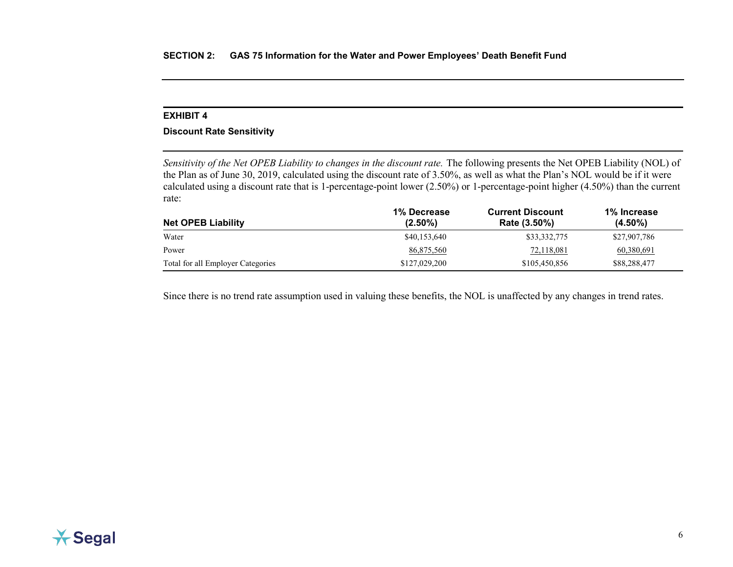## SECTION 2: GAS 75 Information for the Water and Power Employees' Death Benefit Fund

### EXHIBIT 4

**Discount Rate Sensitivity**

*Sensitivity of the Net OPEB Liability to changes in the discount rate.* The following presents the Net OPEB Liability (NOL) of the Plan as of June 30, 2019, calculated using the discount rate of 3.50%, as well as what the Plan's NOL would be if it were calculated using a discount rate that is 1-percentage-point lower (2.50%) or 1-percentage-point higher (4.50%) than the current rate:

| Net OPEB Liability | 1% Decrease (2.50%) | Current Discount Rate (3.50%) | 1% Increase (4.50%) |
|---|---|---|---|
| Water | $40,153,640 | $33,332,775 | $27,907,786 |
| Power | 86,875,560 | 72,118,081 | 60,380,691 |
| Total for all Employer Categories | $127,029,200 | $105,450,856 | $88,288,477 |

Since there is no trend rate assumption used in valuing these benefits, the NOL is unaffected by any changes in trend rates.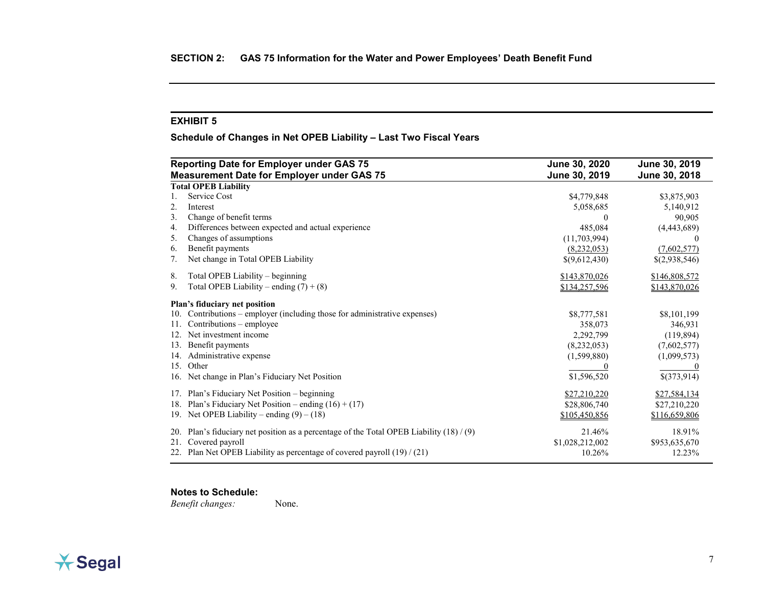## SECTION 2: GAS 75 Information for the Water and Power Employees' Death Benefit Fund

### EXHIBIT 5

**Schedule of Changes in Net OPEB Liability – Last Two Fiscal Years**

| Reporting Date for Employer under GAS 75<br>Measurement Date for Employer under GAS 75 | June 30, 2020<br>June 30, 2019 | June 30, 2019<br>June 30, 2018 |
|---|---|---|
| **Total OPEB Liability** | | |
| 1. Service Cost | $4,779,848 | $3,875,903 |
| 2. Interest | 5,058,685 | 5,140,912 |
| 3. Change of benefit terms | 0 | 90,905 |
| 4. Differences between expected and actual experience | 485,084 | (4,443,689) |
| 5. Changes of assumptions | (11,703,994) | 0 |
| 6. Benefit payments | (8,232,053) | (7,602,577) |
| 7. Net change in Total OPEB Liability | $(9,612,430) | $(2,938,546) |
| 8. Total OPEB Liability – beginning | $143,870,026 | $146,808,572 |
| 9. Total OPEB Liability – ending (7) + (8) | $134,257,596 | $143,870,026 |
| **Plan's fiduciary net position** | | |
| 10. Contributions – employer (including those for administrative expenses) | $8,777,581 | $8,101,199 |
| 11. Contributions – employee | 358,073 | 346,931 |
| 12. Net investment income | 2,292,799 | (119,894) |
| 13. Benefit payments | (8,232,053) | (7,602,577) |
| 14. Administrative expense | (1,599,880) | (1,099,573) |
| 15. Other | 0 | 0 |
| 16. Net change in Plan's Fiduciary Net Position | $1,596,520 | $(373,914) |
| 17. Plan's Fiduciary Net Position – beginning | $27,210,220 | $27,584,134 |
| 18. Plan's Fiduciary Net Position – ending (16) + (17) | $28,806,740 | $27,210,220 |
| 19. Net OPEB Liability – ending (9) – (18) | $105,450,856 | $116,659,806 |
| 20. Plan's fiduciary net position as a percentage of the Total OPEB Liability (18) / (9) | 21.46% | 18.91% |
| 21. Covered payroll | $1,028,212,002 | $953,635,670 |
| 22. Plan Net OPEB Liability as percentage of covered payroll (19) / (21) | 10.26% | 12.23% |

**Notes to Schedule:**

*Benefit changes:* None.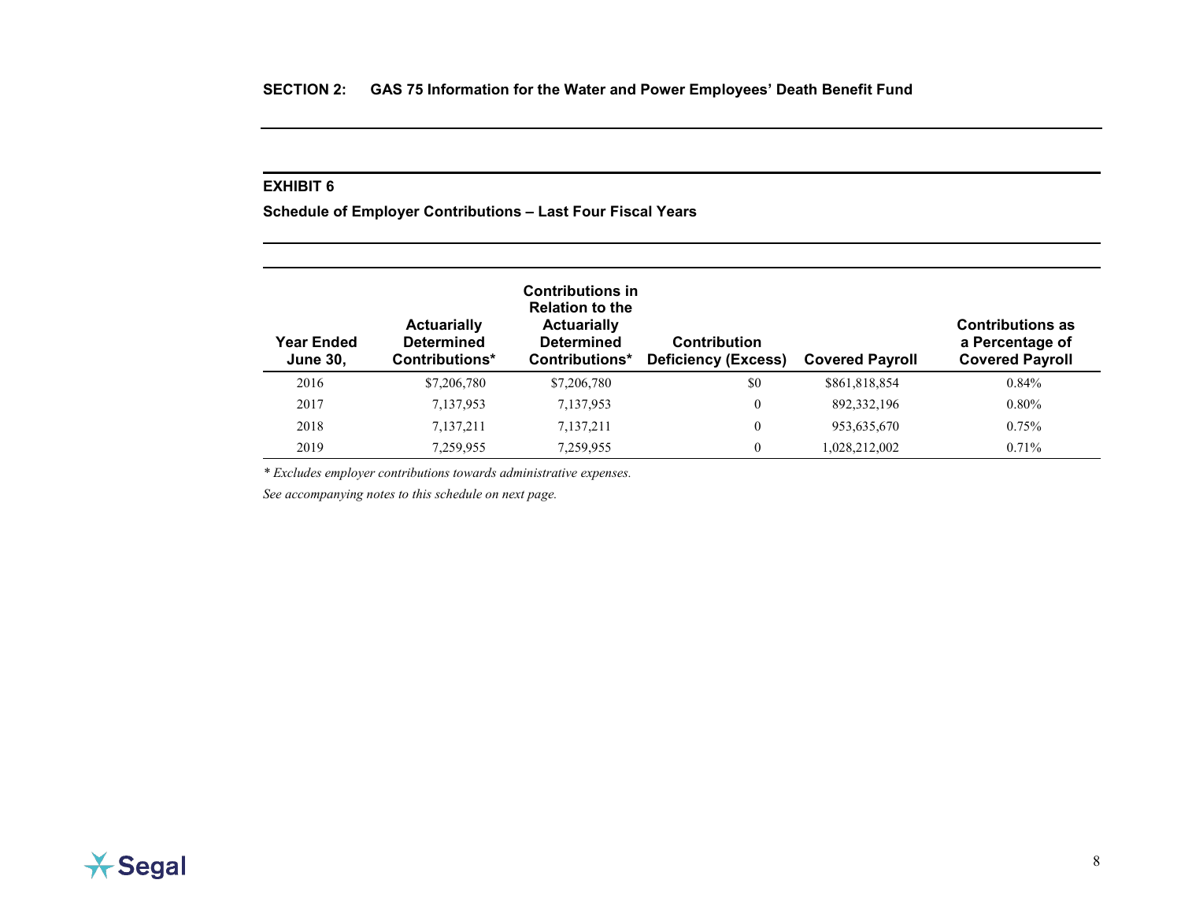## SECTION 2: GAS 75 Information for the Water and Power Employees' Death Benefit Fund

### EXHIBIT 6

**Schedule of Employer Contributions – Last Four Fiscal Years**

| Year Ended June 30, | Actuarially Determined Contributions* | Contributions in Relation to the Actuarially Determined Contributions* | Contribution Deficiency (Excess) | Covered Payroll | Contributions as a Percentage of Covered Payroll |
|---|---|---|---|---|---|
| 2016 | $7,206,780 | $7,206,780 | $0 | $861,818,854 | 0.84% |
| 2017 | 7,137,953 | 7,137,953 | 0 | 892,332,196 | 0.80% |
| 2018 | 7,137,211 | 7,137,211 | 0 | 953,635,670 | 0.75% |
| 2019 | 7,259,955 | 7,259,955 | 0 | 1,028,212,002 | 0.71% |

*\* Excludes employer contributions towards administrative expenses.*

*See accompanying notes to this schedule on next page.*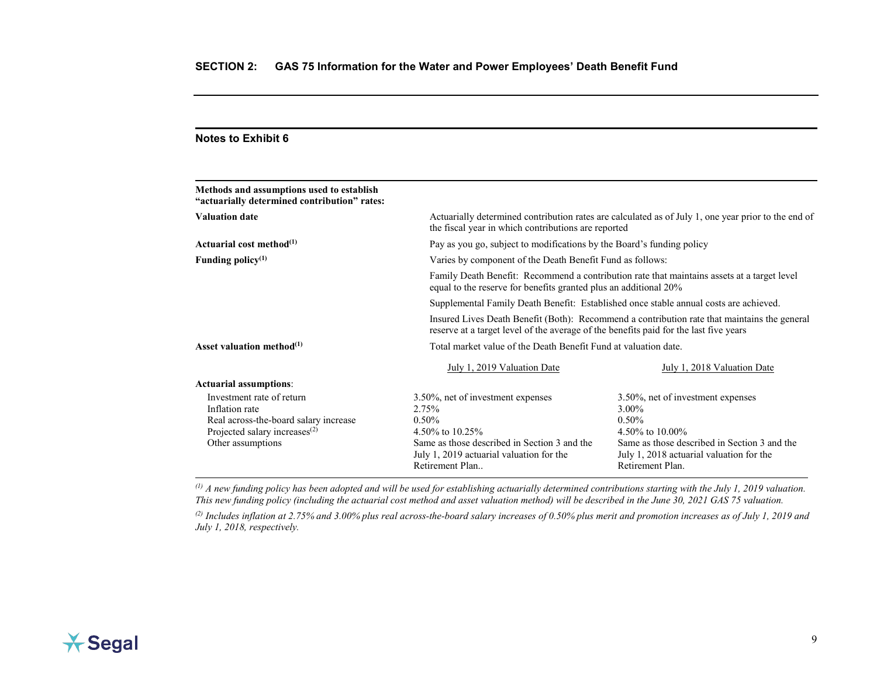## SECTION 2: GAS 75 Information for the Water and Power Employees' Death Benefit Fund

### Notes to Exhibit 6

| **Methods and assumptions used to establish "actuarially determined contribution" rates:** | | |
|---|---|---|
| **Valuation date** | Actuarially determined contribution rates are calculated as of July 1, one year prior to the end of the fiscal year in which contributions are reported | |
| **Actuarial cost method**(1) | Pay as you go, subject to modifications by the Board's funding policy | |
| **Funding policy**(1) | Varies by component of the Death Benefit Fund as follows: | |
| | Family Death Benefit: Recommend a contribution rate that maintains assets at a target level equal to the reserve for benefits granted plus an additional 20% | |
| | Supplemental Family Death Benefit: Established once stable annual costs are achieved. | |
| | Insured Lives Death Benefit (Both): Recommend a contribution rate that maintains the general reserve at a target level of the average of the benefits paid for the last five years | |
| **Asset valuation method**(1) | Total market value of the Death Benefit Fund at valuation date. | |
| | July 1, 2019 Valuation Date | July 1, 2018 Valuation Date |
| **Actuarial assumptions**: | | |
| Investment rate of return | 3.50%, net of investment expenses | 3.50%, net of investment expenses |
| Inflation rate | 2.75% | 3.00% |
| Real across-the-board salary increase | 0.50% | 0.50% |
| Projected salary increases(2) | 4.50% to 10.25% | 4.50% to 10.00% |
| Other assumptions | Same as those described in Section 3 and the July 1, 2019 actuarial valuation for the Retirement Plan.. | Same as those described in Section 3 and the July 1, 2018 actuarial valuation for the Retirement Plan. |

*(1) A new funding policy has been adopted and will be used for establishing actuarially determined contributions starting with the July 1, 2019 valuation. This new funding policy (including the actuarial cost method and asset valuation method) will be described in the June 30, 2021 GAS 75 valuation.*

*(2) Includes inflation at 2.75% and 3.00% plus real across-the-board salary increases of 0.50% plus merit and promotion increases as of July 1, 2019 and July 1, 2018, respectively.*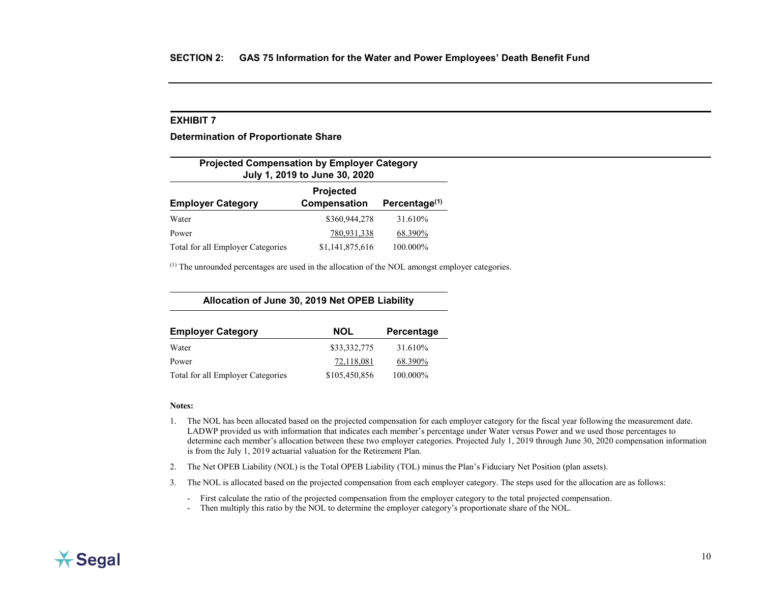## SECTION 2: GAS 75 Information for the Water and Power Employees' Death Benefit Fund

### EXHIBIT 7

**Determination of Proportionate Share**

**Projected Compensation by Employer Category July 1, 2019 to June 30, 2020**

| Employer Category | Projected Compensation | Percentage[(1)] |
|---|---|---|
| Water | $360,944,278 | 31.610% |
| Power | 780,931,338 | 68.390% |
| Total for all Employer Categories | $1,141,875,616 | 100.000% |

[(1)] The unrounded percentages are used in the allocation of the NOL amongst employer categories.

**Allocation of June 30, 2019 Net OPEB Liability**

| Employer Category | NOL | Percentage |
|---|---|---|
| Water | $33,332,775 | 31.610% |
| Power | 72,118,081 | 68.390% |
| Total for all Employer Categories | $105,450,856 | 100.000% |

**Notes:**

1. The NOL has been allocated based on the projected compensation for each employer category for the fiscal year following the measurement date. LADWP provided us with information that indicates each member's percentage under Water versus Power and we used those percentages to determine each member's allocation between these two employer categories. Projected July 1, 2019 through June 30, 2020 compensation information is from the July 1, 2019 actuarial valuation for the Retirement Plan.
2. The Net OPEB Liability (NOL) is the Total OPEB Liability (TOL) minus the Plan's Fiduciary Net Position (plan assets).
3. The NOL is allocated based on the projected compensation from each employer category. The steps used for the allocation are as follows:
   - First calculate the ratio of the projected compensation from the employer category to the total projected compensation.
   - Then multiply this ratio by the NOL to determine the employer category's proportionate share of the NOL.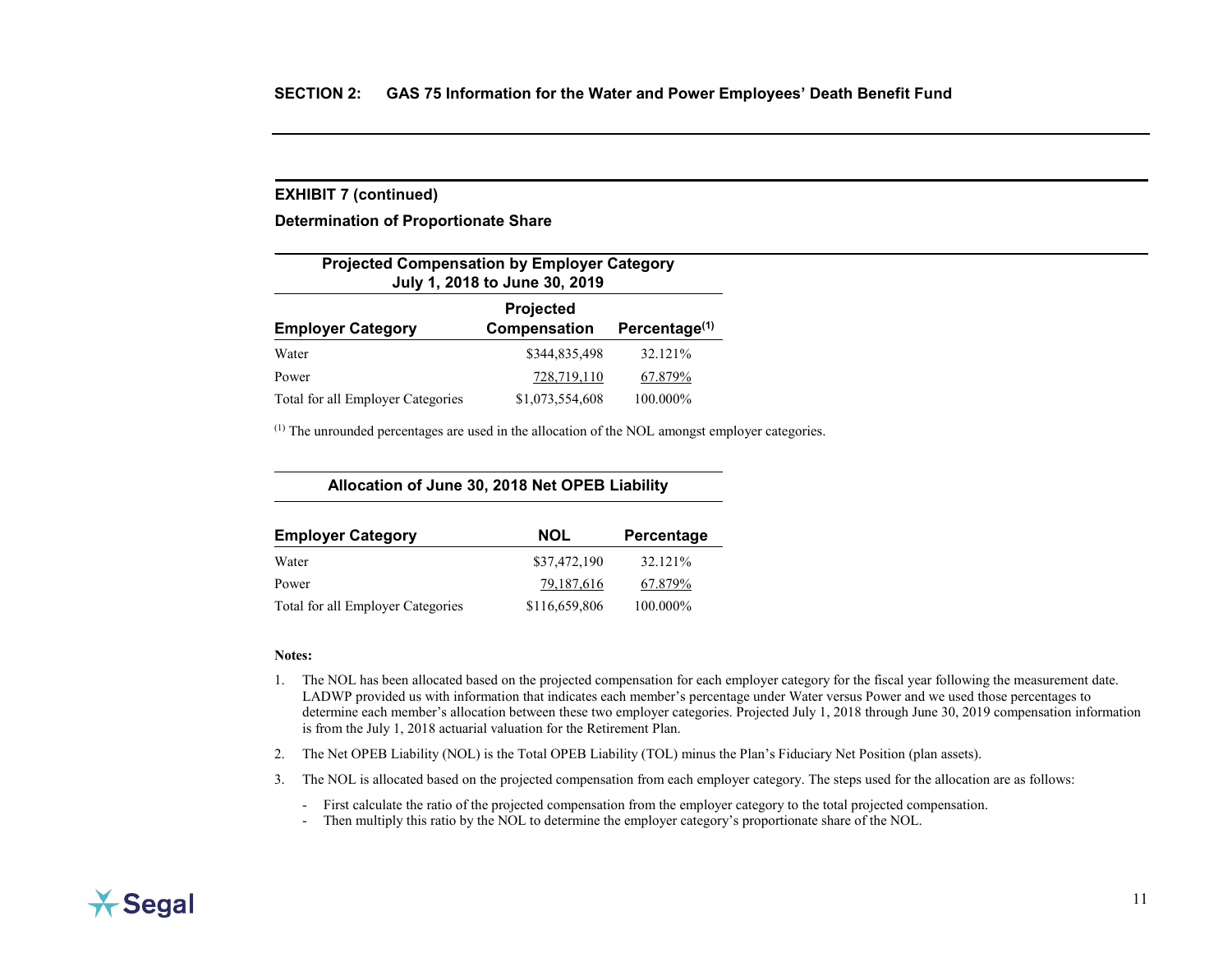## SECTION 2: GAS 75 Information for the Water and Power Employees' Death Benefit Fund

### EXHIBIT 7 (continued)

**Determination of Proportionate Share**

**Projected Compensation by Employer Category July 1, 2018 to June 30, 2019**

| Employer Category | Projected Compensation | Percentage[1] |
|---|---|---|
| Water | $344,835,498 | 32.121% |
| Power | 728,719,110 | 67.879% |
| Total for all Employer Categories | $1,073,554,608 | 100.000% |

[1] The unrounded percentages are used in the allocation of the NOL amongst employer categories.

**Allocation of June 30, 2018 Net OPEB Liability**

| Employer Category | NOL | Percentage |
|---|---|---|
| Water | $37,472,190 | 32.121% |
| Power | 79,187,616 | 67.879% |
| Total for all Employer Categories | $116,659,806 | 100.000% |

**Notes:**

1. The NOL has been allocated based on the projected compensation for each employer category for the fiscal year following the measurement date. LADWP provided us with information that indicates each member's percentage under Water versus Power and we used those percentages to determine each member's allocation between these two employer categories. Projected July 1, 2018 through June 30, 2019 compensation information is from the July 1, 2018 actuarial valuation for the Retirement Plan.
2. The Net OPEB Liability (NOL) is the Total OPEB Liability (TOL) minus the Plan's Fiduciary Net Position (plan assets).
3. The NOL is allocated based on the projected compensation from each employer category. The steps used for the allocation are as follows:
   - First calculate the ratio of the projected compensation from the employer category to the total projected compensation.
   - Then multiply this ratio by the NOL to determine the employer category's proportionate share of the NOL.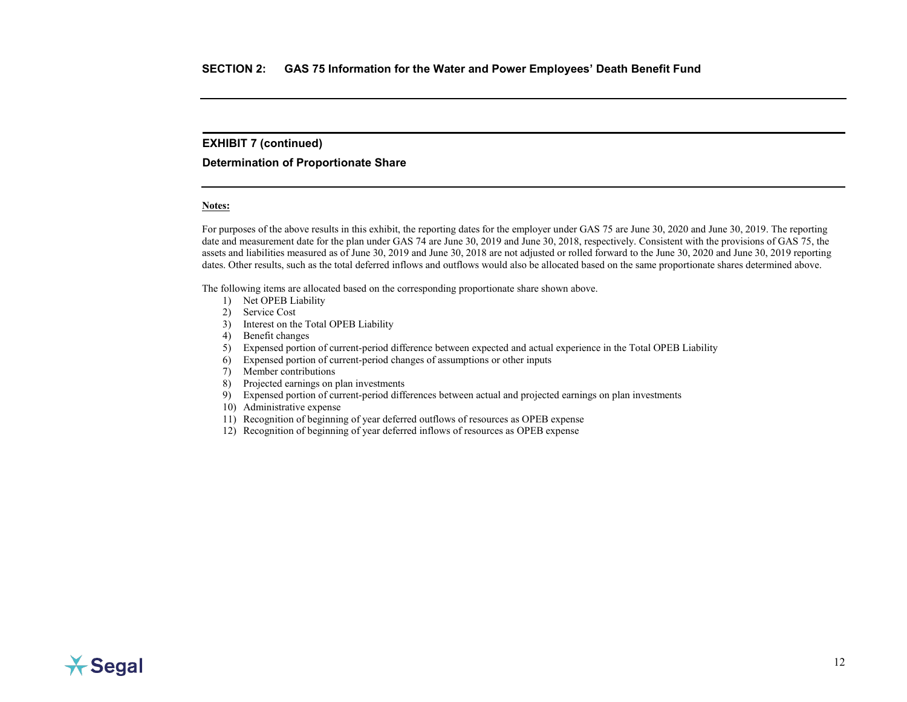## SECTION 2: GAS 75 Information for the Water and Power Employees' Death Benefit Fund

### EXHIBIT 7 (continued)

### Determination of Proportionate Share

**Notes:**

For purposes of the above results in this exhibit, the reporting dates for the employer under GAS 75 are June 30, 2020 and June 30, 2019. The reporting date and measurement date for the plan under GAS 74 are June 30, 2019 and June 30, 2018, respectively. Consistent with the provisions of GAS 75, the assets and liabilities measured as of June 30, 2019 and June 30, 2018 are not adjusted or rolled forward to the June 30, 2020 and June 30, 2019 reporting dates. Other results, such as the total deferred inflows and outflows would also be allocated based on the same proportionate shares determined above.

The following items are allocated based on the corresponding proportionate share shown above.

1) Net OPEB Liability
2) Service Cost
3) Interest on the Total OPEB Liability
4) Benefit changes
5) Expensed portion of current-period difference between expected and actual experience in the Total OPEB Liability
6) Expensed portion of current-period changes of assumptions or other inputs
7) Member contributions
8) Projected earnings on plan investments
9) Expensed portion of current-period differences between actual and projected earnings on plan investments
10) Administrative expense
11) Recognition of beginning of year deferred outflows of resources as OPEB expense
12) Recognition of beginning of year deferred inflows of resources as OPEB expense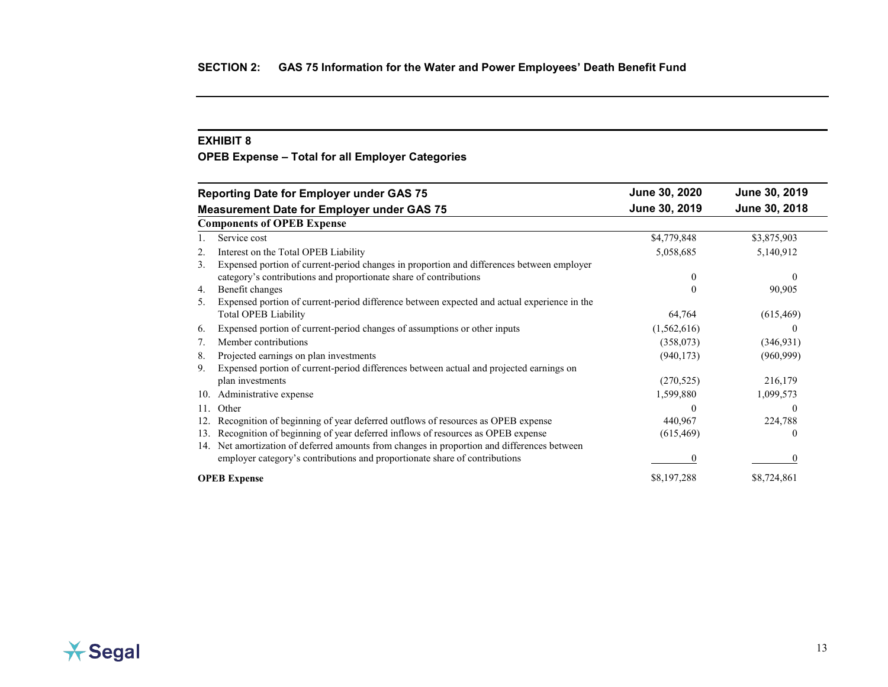## SECTION 2: GAS 75 Information for the Water and Power Employees' Death Benefit Fund

### EXHIBIT 8

### OPEB Expense – Total for all Employer Categories

| Reporting Date for Employer under GAS 75 | June 30, 2020 | June 30, 2019 |
|---|---|---|
| **Measurement Date for Employer under GAS 75** | **June 30, 2019** | **June 30, 2018** |
| **Components of OPEB Expense** | | |
| 1. Service cost | $4,779,848 | $3,875,903 |
| 2. Interest on the Total OPEB Liability | 5,058,685 | 5,140,912 |
| 3. Expensed portion of current-period changes in proportion and differences between employer category's contributions and proportionate share of contributions | 0 | 0 |
| 4. Benefit changes | 0 | 90,905 |
| 5. Expensed portion of current-period difference between expected and actual experience in the Total OPEB Liability | 64,764 | (615,469) |
| 6. Expensed portion of current-period changes of assumptions or other inputs | (1,562,616) | 0 |
| 7. Member contributions | (358,073) | (346,931) |
| 8. Projected earnings on plan investments | (940,173) | (960,999) |
| 9. Expensed portion of current-period differences between actual and projected earnings on plan investments | (270,525) | 216,179 |
| 10. Administrative expense | 1,599,880 | 1,099,573 |
| 11. Other | 0 | 0 |
| 12. Recognition of beginning of year deferred outflows of resources as OPEB expense | 440,967 | 224,788 |
| 13. Recognition of beginning of year deferred inflows of resources as OPEB expense | (615,469) | 0 |
| 14. Net amortization of deferred amounts from changes in proportion and differences between employer category's contributions and proportionate share of contributions | 0 | 0 |
| **OPEB Expense** | $8,197,288 | $8,724,861 |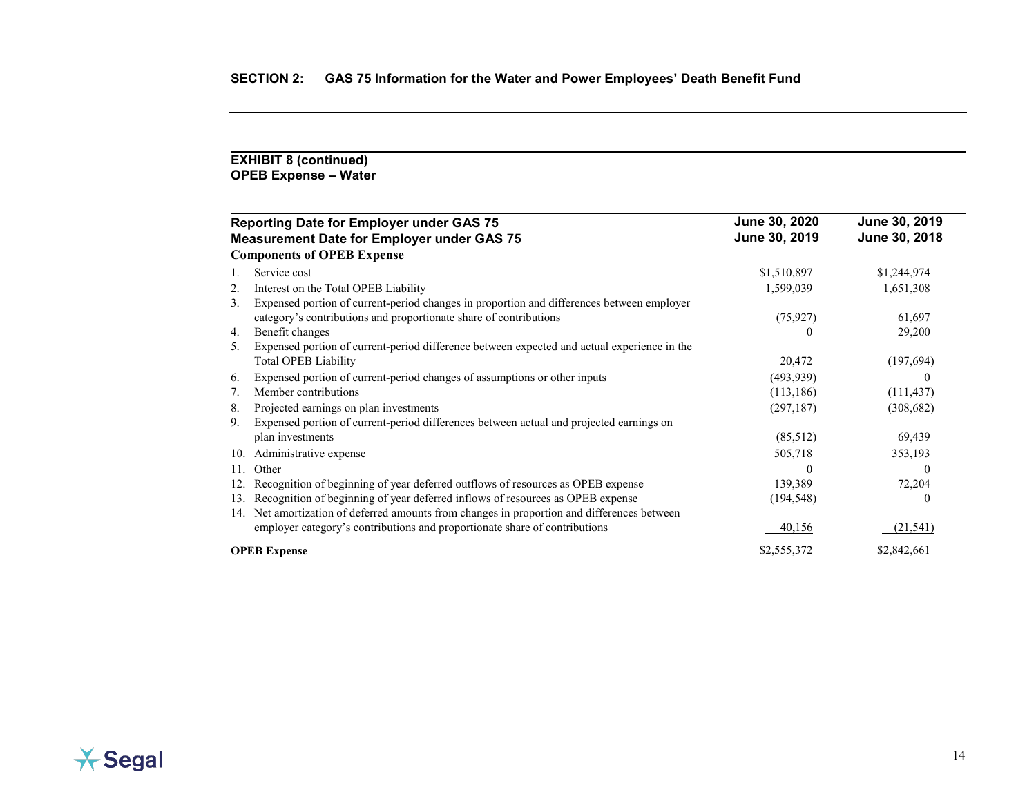## SECTION 2: GAS 75 Information for the Water and Power Employees' Death Benefit Fund

### EXHIBIT 8 (continued)
### OPEB Expense – Water

| Reporting Date for Employer under GAS 75<br>Measurement Date for Employer under GAS 75 | June 30, 2020<br>June 30, 2019 | June 30, 2019<br>June 30, 2018 |
|---|---|---|
| **Components of OPEB Expense** | | |
| 1. Service cost | $1,510,897 | $1,244,974 |
| 2. Interest on the Total OPEB Liability | 1,599,039 | 1,651,308 |
| 3. Expensed portion of current-period changes in proportion and differences between employer category's contributions and proportionate share of contributions | (75,927) | 61,697 |
| 4. Benefit changes | 0 | 29,200 |
| 5. Expensed portion of current-period difference between expected and actual experience in the Total OPEB Liability | 20,472 | (197,694) |
| 6. Expensed portion of current-period changes of assumptions or other inputs | (493,939) | 0 |
| 7. Member contributions | (113,186) | (111,437) |
| 8. Projected earnings on plan investments | (297,187) | (308,682) |
| 9. Expensed portion of current-period differences between actual and projected earnings on plan investments | (85,512) | 69,439 |
| 10. Administrative expense | 505,718 | 353,193 |
| 11. Other | 0 | 0 |
| 12. Recognition of beginning of year deferred outflows of resources as OPEB expense | 139,389 | 72,204 |
| 13. Recognition of beginning of year deferred inflows of resources as OPEB expense | (194,548) | 0 |
| 14. Net amortization of deferred amounts from changes in proportion and differences between employer category's contributions and proportionate share of contributions | 40,156 | (21,541) |
| **OPEB Expense** | $2,555,372 | $2,842,661 |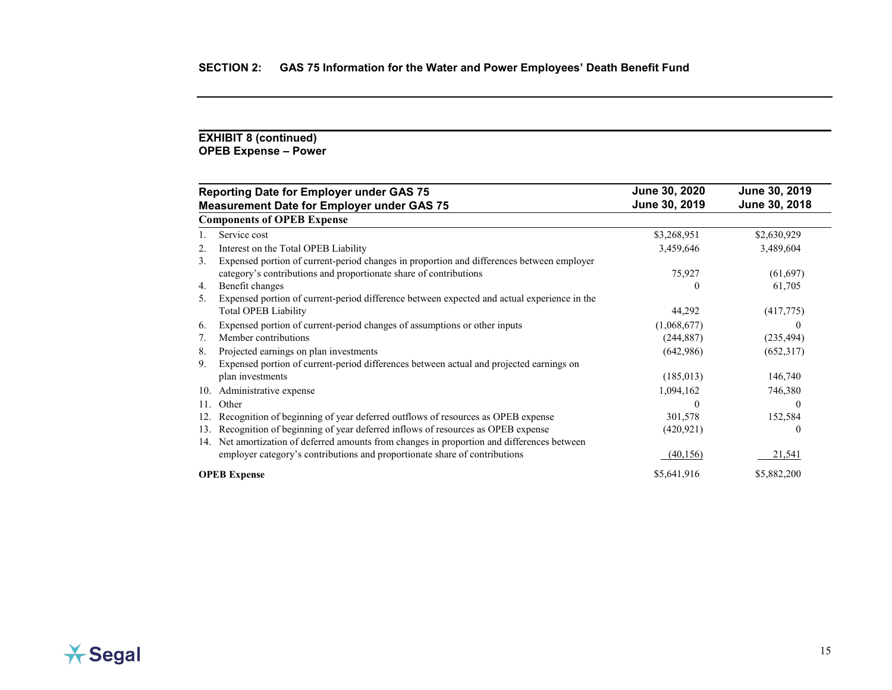## SECTION 2: GAS 75 Information for the Water and Power Employees' Death Benefit Fund

### EXHIBIT 8 (continued)
### OPEB Expense – Power

| Reporting Date for Employer under GAS 75<br>Measurement Date for Employer under GAS 75 | June 30, 2020<br>June 30, 2019 | June 30, 2019<br>June 30, 2018 |
|---|---|---|
| **Components of OPEB Expense** | | |
| 1. Service cost | $3,268,951 | $2,630,929 |
| 2. Interest on the Total OPEB Liability | 3,459,646 | 3,489,604 |
| 3. Expensed portion of current-period changes in proportion and differences between employer category's contributions and proportionate share of contributions | 75,927 | (61,697) |
| 4. Benefit changes | 0 | 61,705 |
| 5. Expensed portion of current-period difference between expected and actual experience in the Total OPEB Liability | 44,292 | (417,775) |
| 6. Expensed portion of current-period changes of assumptions or other inputs | (1,068,677) | 0 |
| 7. Member contributions | (244,887) | (235,494) |
| 8. Projected earnings on plan investments | (642,986) | (652,317) |
| 9. Expensed portion of current-period differences between actual and projected earnings on plan investments | (185,013) | 146,740 |
| 10. Administrative expense | 1,094,162 | 746,380 |
| 11. Other | 0 | 0 |
| 12. Recognition of beginning of year deferred outflows of resources as OPEB expense | 301,578 | 152,584 |
| 13. Recognition of beginning of year deferred inflows of resources as OPEB expense | (420,921) | 0 |
| 14. Net amortization of deferred amounts from changes in proportion and differences between employer category's contributions and proportionate share of contributions | (40,156) | 21,541 |
| **OPEB Expense** | $5,641,916 | $5,882,200 |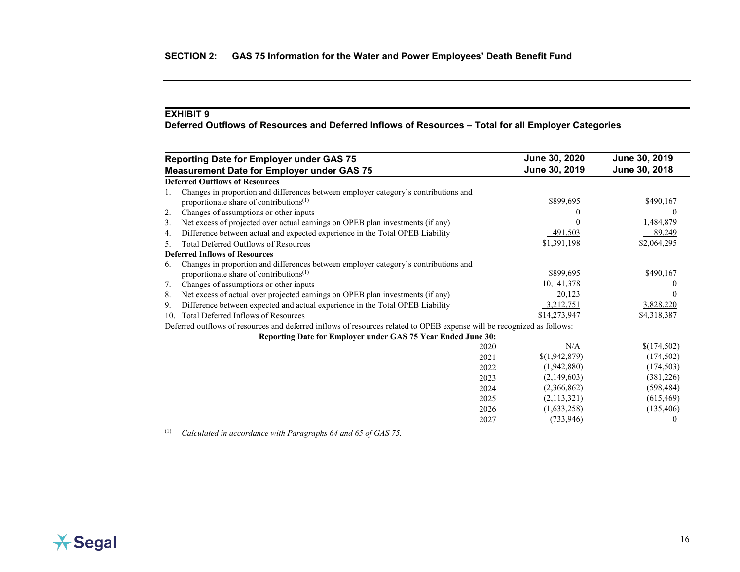## SECTION 2: GAS 75 Information for the Water and Power Employees' Death Benefit Fund

### EXHIBIT 9
**Deferred Outflows of Resources and Deferred Inflows of Resources – Total for all Employer Categories**

| Reporting Date for Employer under GAS 75<br>Measurement Date for Employer under GAS 75 | June 30, 2020<br>June 30, 2019 | June 30, 2019<br>June 30, 2018 |
|---|---|---|
| **Deferred Outflows of Resources** | | |
| 1. Changes in proportion and differences between employer category's contributions and proportionate share of contributions[(1)] | $899,695 | $490,167 |
| 2. Changes of assumptions or other inputs | 0 | 0 |
| 3. Net excess of projected over actual earnings on OPEB plan investments (if any) | 0 | 1,484,879 |
| 4. Difference between actual and expected experience in the Total OPEB Liability | 491,503 | 89,249 |
| 5. Total Deferred Outflows of Resources | $1,391,198 | $2,064,295 |
| **Deferred Inflows of Resources** | | |
| 6. Changes in proportion and differences between employer category's contributions and proportionate share of contributions[(1)] | $899,695 | $490,167 |
| 7. Changes of assumptions or other inputs | 10,141,378 | 0 |
| 8. Net excess of actual over projected earnings on OPEB plan investments (if any) | 20,123 | 0 |
| 9. Difference between expected and actual experience in the Total OPEB Liability | 3,212,751 | 3,828,220 |
| 10. Total Deferred Inflows of Resources | $14,273,947 | $4,318,387 |

Deferred outflows of resources and deferred inflows of resources related to OPEB expense will be recognized as follows:

| Reporting Date for Employer under GAS 75 Year Ended June 30: | | |
|---|---|---|
| 2020 | N/A | $(174,502) |
| 2021 | $(1,942,879) | (174,502) |
| 2022 | (1,942,880) | (174,503) |
| 2023 | (2,149,603) | (381,226) |
| 2024 | (2,366,862) | (598,484) |
| 2025 | (2,113,321) | (615,469) |
| 2026 | (1,633,258) | (135,406) |
| 2027 | (733,946) | 0 |

(1) *Calculated in accordance with Paragraphs 64 and 65 of GAS 75.*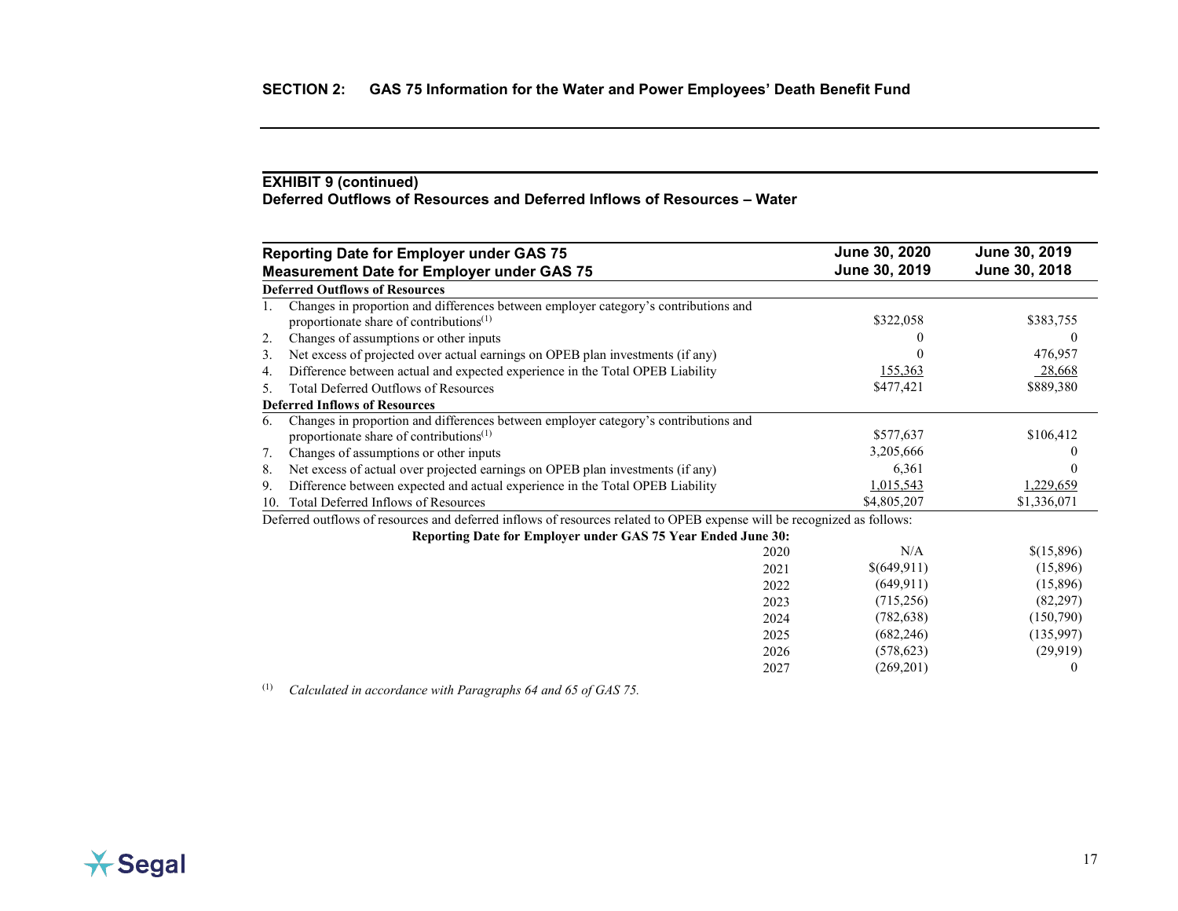## SECTION 2: GAS 75 Information for the Water and Power Employees' Death Benefit Fund

### EXHIBIT 9 (continued)
### Deferred Outflows of Resources and Deferred Inflows of Resources – Water

| Reporting Date for Employer under GAS 75<br>Measurement Date for Employer under GAS 75 | June 30, 2020<br>June 30, 2019 | June 30, 2019<br>June 30, 2018 |
|---|---|---|
| **Deferred Outflows of Resources** | | |
| 1. Changes in proportion and differences between employer category's contributions and proportionate share of contributions[(1)] | $322,058 | $383,755 |
| 2. Changes of assumptions or other inputs | 0 | 0 |
| 3. Net excess of projected over actual earnings on OPEB plan investments (if any) | 0 | 476,957 |
| 4. Difference between actual and expected experience in the Total OPEB Liability | 155,363 | 28,668 |
| 5. Total Deferred Outflows of Resources | $477,421 | $889,380 |
| **Deferred Inflows of Resources** | | |
| 6. Changes in proportion and differences between employer category's contributions and proportionate share of contributions[(1)] | $577,637 | $106,412 |
| 7. Changes of assumptions or other inputs | 3,205,666 | 0 |
| 8. Net excess of actual over projected earnings on OPEB plan investments (if any) | 6,361 | 0 |
| 9. Difference between expected and actual experience in the Total OPEB Liability | 1,015,543 | 1,229,659 |
| 10. Total Deferred Inflows of Resources | $4,805,207 | $1,336,071 |

Deferred outflows of resources and deferred inflows of resources related to OPEB expense will be recognized as follows:

| Reporting Date for Employer under GAS 75 Year Ended June 30: | | |
|---|---|---|
| 2020 | N/A | $(15,896) |
| 2021 | $(649,911) | (15,896) |
| 2022 | (649,911) | (15,896) |
| 2023 | (715,256) | (82,297) |
| 2024 | (782,638) | (150,790) |
| 2025 | (682,246) | (135,997) |
| 2026 | (578,623) | (29,919) |
| 2027 | (269,201) | 0 |

[(1)] *Calculated in accordance with Paragraphs 64 and 65 of GAS 75.*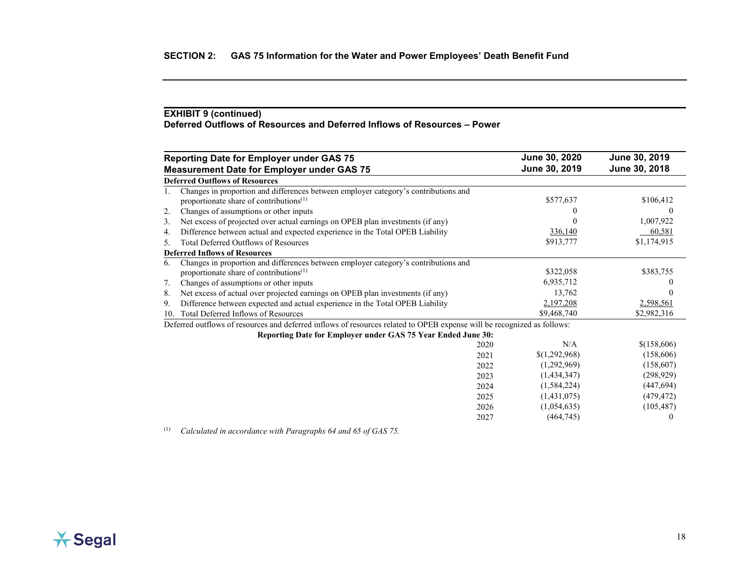## SECTION 2: GAS 75 Information for the Water and Power Employees' Death Benefit Fund

### EXHIBIT 9 (continued)
### Deferred Outflows of Resources and Deferred Inflows of Resources – Power

| Reporting Date for Employer under GAS 75<br>Measurement Date for Employer under GAS 75 | June 30, 2020<br>June 30, 2019 | June 30, 2019<br>June 30, 2018 |
|---|---|---|
| **Deferred Outflows of Resources** | | |
| 1. Changes in proportion and differences between employer category's contributions and proportionate share of contributions[1] | $577,637 | $106,412 |
| 2. Changes of assumptions or other inputs | 0 | 0 |
| 3. Net excess of projected over actual earnings on OPEB plan investments (if any) | 0 | 1,007,922 |
| 4. Difference between actual and expected experience in the Total OPEB Liability | 336,140 | 60,581 |
| 5. Total Deferred Outflows of Resources | $913,777 | $1,174,915 |
| **Deferred Inflows of Resources** | | |
| 6. Changes in proportion and differences between employer category's contributions and proportionate share of contributions[1] | $322,058 | $383,755 |
| 7. Changes of assumptions or other inputs | 6,935,712 | 0 |
| 8. Net excess of actual over projected earnings on OPEB plan investments (if any) | 13,762 | 0 |
| 9. Difference between expected and actual experience in the Total OPEB Liability | 2,197,208 | 2,598,561 |
| 10. Total Deferred Inflows of Resources | $9,468,740 | $2,982,316 |

Deferred outflows of resources and deferred inflows of resources related to OPEB expense will be recognized as follows:

| Reporting Date for Employer under GAS 75 Year Ended June 30: | | |
|---|---|---|
| 2020 | N/A | $(158,606) |
| 2021 | $(1,292,968) | (158,606) |
| 2022 | (1,292,969) | (158,607) |
| 2023 | (1,434,347) | (298,929) |
| 2024 | (1,584,224) | (447,694) |
| 2025 | (1,431,075) | (479,472) |
| 2026 | (1,054,635) | (105,487) |
| 2027 | (464,745) | 0 |

[1] *Calculated in accordance with Paragraphs 64 and 65 of GAS 75.*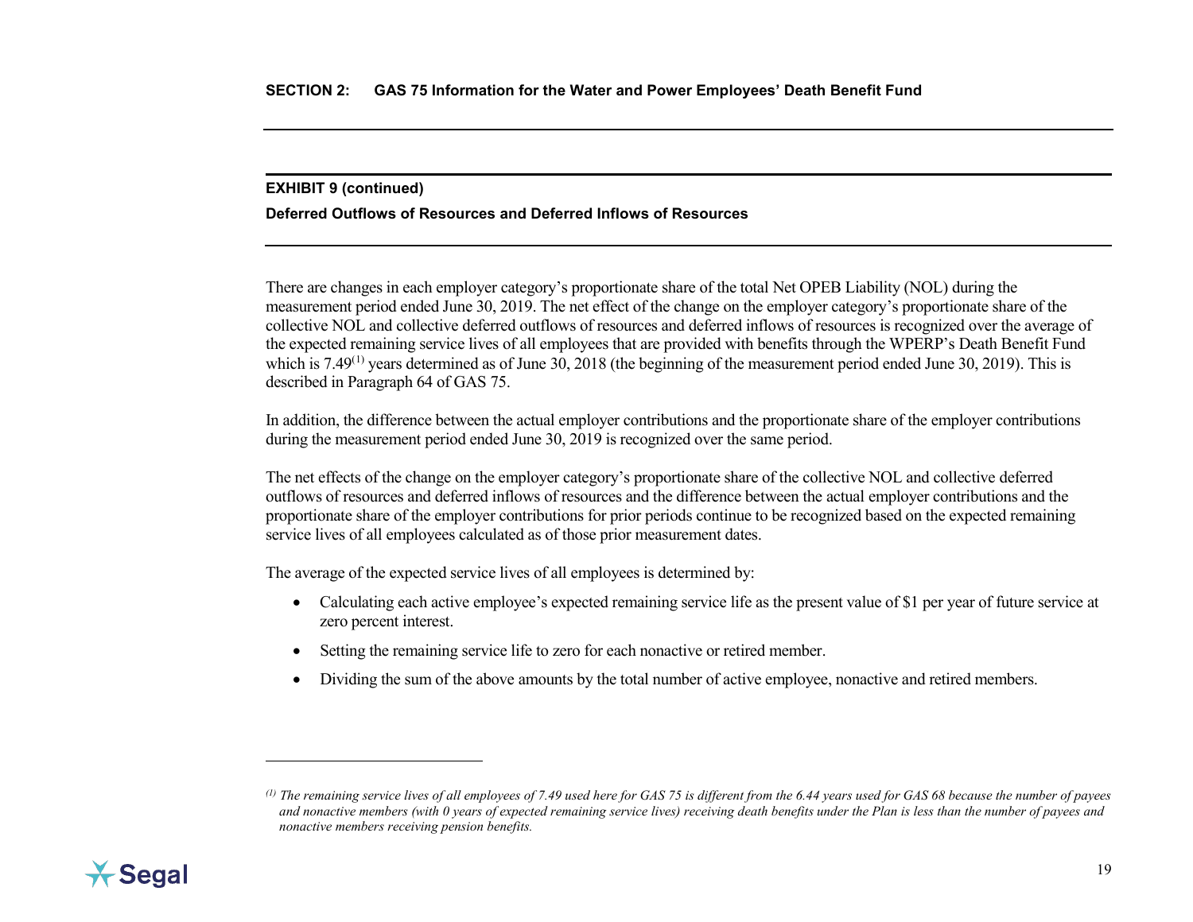## SECTION 2: GAS 75 Information for the Water and Power Employees' Death Benefit Fund

### EXHIBIT 9 (continued)

**Deferred Outflows of Resources and Deferred Inflows of Resources**

There are changes in each employer category's proportionate share of the total Net OPEB Liability (NOL) during the measurement period ended June 30, 2019. The net effect of the change on the employer category's proportionate share of the collective NOL and collective deferred outflows of resources and deferred inflows of resources is recognized over the average of the expected remaining service lives of all employees that are provided with benefits through the WPERP's Death Benefit Fund which is 7.49[1] years determined as of June 30, 2018 (the beginning of the measurement period ended June 30, 2019). This is described in Paragraph 64 of GAS 75.

In addition, the difference between the actual employer contributions and the proportionate share of the employer contributions during the measurement period ended June 30, 2019 is recognized over the same period.

The net effects of the change on the employer category's proportionate share of the collective NOL and collective deferred outflows of resources and deferred inflows of resources and the difference between the actual employer contributions and the proportionate share of the employer contributions for prior periods continue to be recognized based on the expected remaining service lives of all employees calculated as of those prior measurement dates.

The average of the expected service lives of all employees is determined by:

- Calculating each active employee's expected remaining service life as the present value of $1 per year of future service at zero percent interest.
- Setting the remaining service life to zero for each nonactive or retired member.
- Dividing the sum of the above amounts by the total number of active employee, nonactive and retired members.

---

*[1] The remaining service lives of all employees of 7.49 used here for GAS 75 is different from the 6.44 years used for GAS 68 because the number of payees and nonactive members (with 0 years of expected remaining service lives) receiving death benefits under the Plan is less than the number of payees and nonactive members receiving pension benefits.*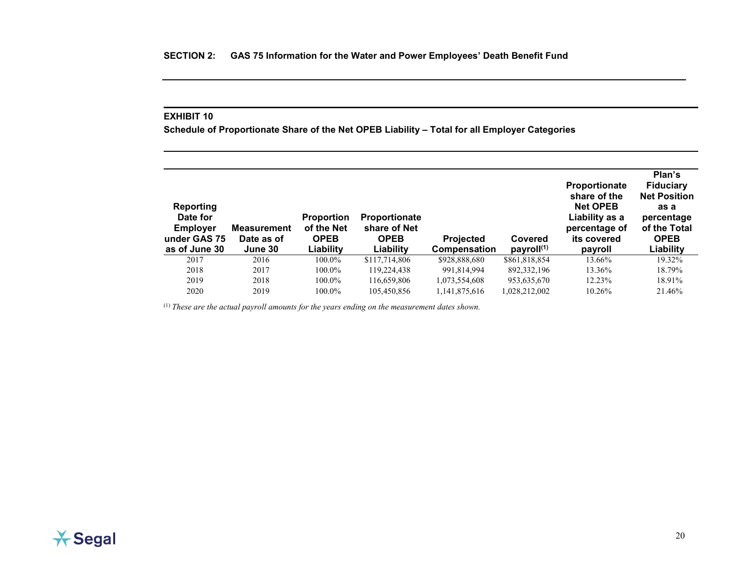**SECTION 2: GAS 75 Information for the Water and Power Employees' Death Benefit Fund**

### EXHIBIT 10

**Schedule of Proportionate Share of the Net OPEB Liability – Total for all Employer Categories**

| Reporting Date for Employer under GAS 75 as of June 30 | Measurement Date as of June 30 | Proportion of the Net OPEB Liability | Proportionate share of Net OPEB Liability | Projected Compensation | Covered payroll[1] | Proportionate share of the Net OPEB Liability as a percentage of its covered payroll | Plan's Fiduciary Net Position as a percentage of the Total OPEB Liability |
|---|---|---|---|---|---|---|---|
| 2017 | 2016 | 100.0% | $117,714,806 | $928,888,680 | $861,818,854 | 13.66% | 19.32% |
| 2018 | 2017 | 100.0% | 119,224,438 | 991,814,994 | 892,332,196 | 13.36% | 18.79% |
| 2019 | 2018 | 100.0% | 116,659,806 | 1,073,554,608 | 953,635,670 | 12.23% | 18.91% |
| 2020 | 2019 | 100.0% | 105,450,856 | 1,141,875,616 | 1,028,212,002 | 10.26% | 21.46% |

[1] *These are the actual payroll amounts for the years ending on the measurement dates shown.*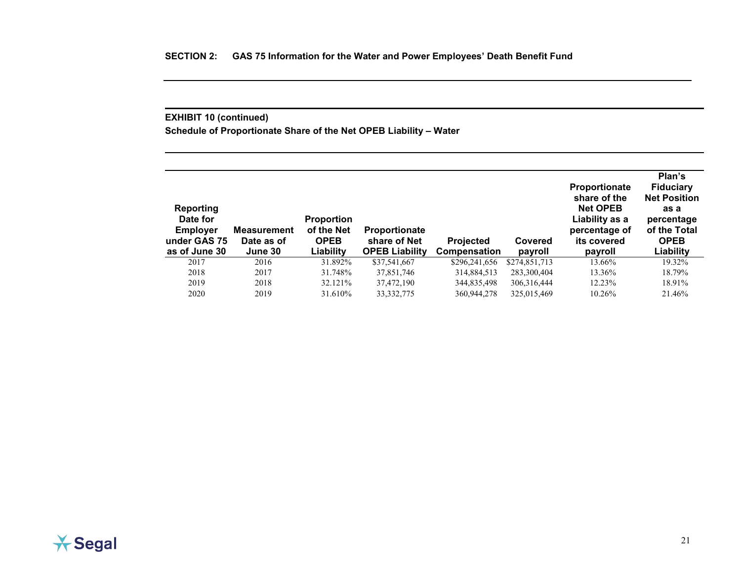## SECTION 2: GAS 75 Information for the Water and Power Employees' Death Benefit Fund

### EXHIBIT 10 (continued)

**Schedule of Proportionate Share of the Net OPEB Liability – Water**

| Reporting Date for Employer under GAS 75 as of June 30 | Measurement Date as of June 30 | Proportion of the Net OPEB Liability | Proportionate share of Net OPEB Liability | Projected Compensation | Covered payroll | Proportionate share of the Net OPEB Liability as a percentage of its covered payroll | Plan's Fiduciary Net Position as a percentage of the Total OPEB Liability |
|---|---|---|---|---|---|---|---|
| 2017 | 2016 | 31.892% | $37,541,667 | $296,241,656 | $274,851,713 | 13.66% | 19.32% |
| 2018 | 2017 | 31.748% | 37,851,746 | 314,884,513 | 283,300,404 | 13.36% | 18.79% |
| 2019 | 2018 | 32.121% | 37,472,190 | 344,835,498 | 306,316,444 | 12.23% | 18.91% |
| 2020 | 2019 | 31.610% | 33,332,775 | 360,944,278 | 325,015,469 | 10.26% | 21.46% |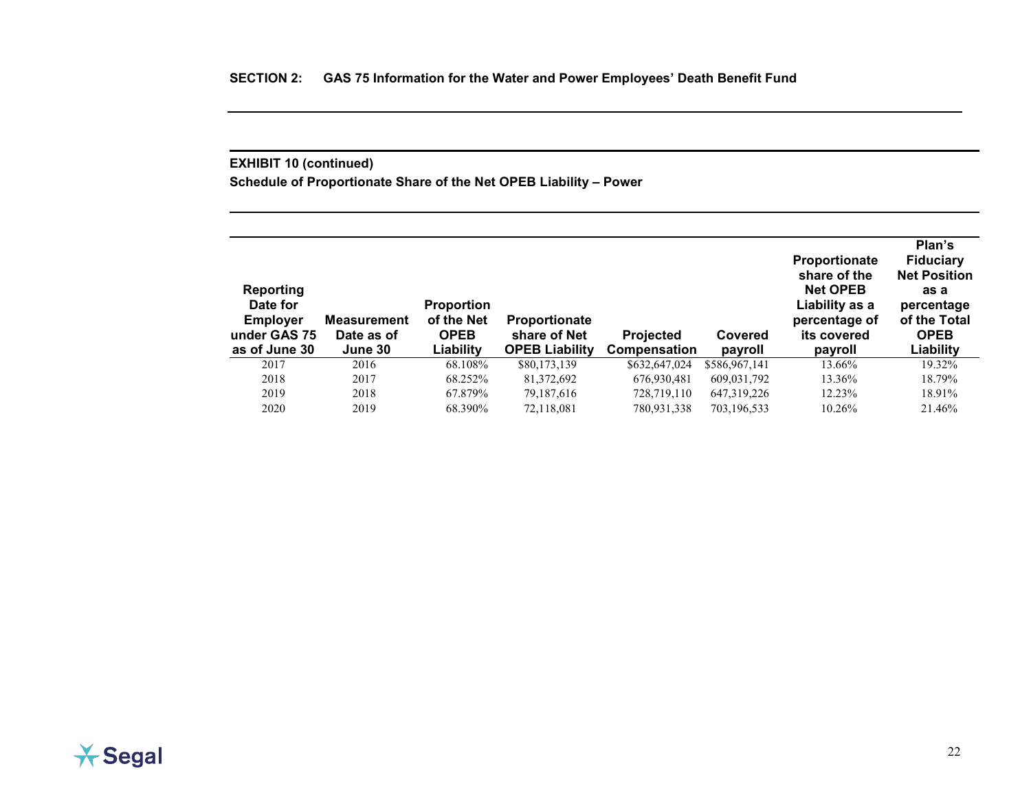**SECTION 2: GAS 75 Information for the Water and Power Employees' Death Benefit Fund**

**EXHIBIT 10 (continued)**

**Schedule of Proportionate Share of the Net OPEB Liability – Power**

| Reporting Date for Employer under GAS 75 as of June 30 | Measurement Date as of June 30 | Proportion of the Net OPEB Liability | Proportionate share of Net OPEB Liability | Projected Compensation | Covered payroll | Proportionate share of the Net OPEB Liability as a percentage of its covered payroll | Plan's Fiduciary Net Position as a percentage of the Total OPEB Liability |
|---|---|---|---|---|---|---|---|
| 2017 | 2016 | 68.108% | $80,173,139 | $632,647,024 | $586,967,141 | 13.66% | 19.32% |
| 2018 | 2017 | 68.252% | 81,372,692 | 676,930,481 | 609,031,792 | 13.36% | 18.79% |
| 2019 | 2018 | 67.879% | 79,187,616 | 728,719,110 | 647,319,226 | 12.23% | 18.91% |
| 2020 | 2019 | 68.390% | 72,118,081 | 780,931,338 | 703,196,533 | 10.26% | 21.46% |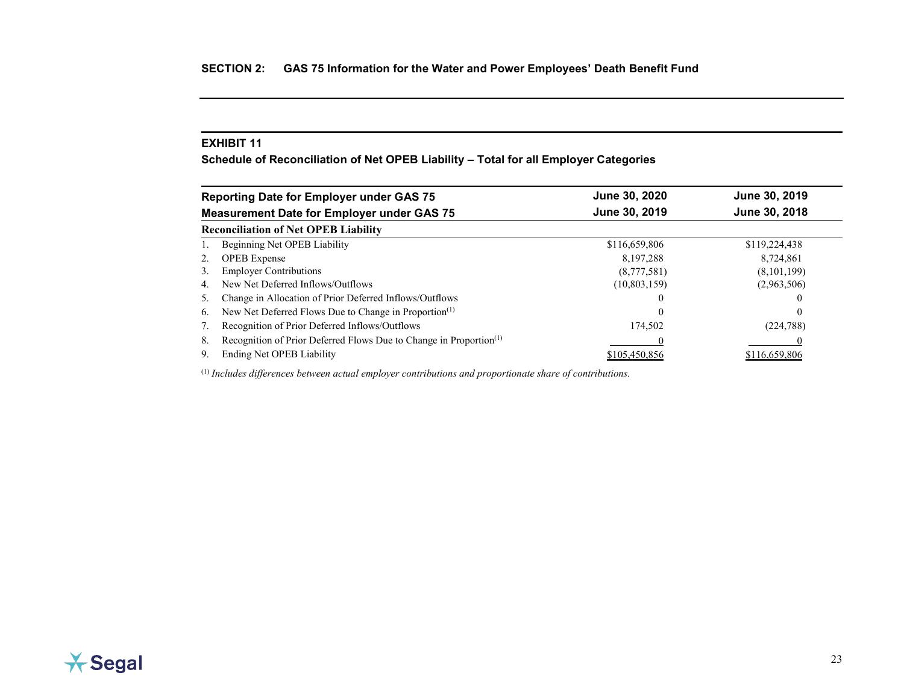## SECTION 2: GAS 75 Information for the Water and Power Employees' Death Benefit Fund

### EXHIBIT 11

**Schedule of Reconciliation of Net OPEB Liability – Total for all Employer Categories**

| Reporting Date for Employer under GAS 75 | June 30, 2020 | June 30, 2019 |
|---|---|---|
| **Measurement Date for Employer under GAS 75** | **June 30, 2019** | **June 30, 2018** |
| **Reconciliation of Net OPEB Liability** | | |
| 1. Beginning Net OPEB Liability | $116,659,806 | $119,224,438 |
| 2. OPEB Expense | 8,197,288 | 8,724,861 |
| 3. Employer Contributions | (8,777,581) | (8,101,199) |
| 4. New Net Deferred Inflows/Outflows | (10,803,159) | (2,963,506) |
| 5. Change in Allocation of Prior Deferred Inflows/Outflows | 0 | 0 |
| 6. New Net Deferred Flows Due to Change in Proportion[1] | 0 | 0 |
| 7. Recognition of Prior Deferred Inflows/Outflows | 174,502 | (224,788) |
| 8. Recognition of Prior Deferred Flows Due to Change in Proportion[1] | 0 | 0 |
| 9. Ending Net OPEB Liability | $105,450,856 | $116,659,806 |

[1] *Includes differences between actual employer contributions and proportionate share of contributions.*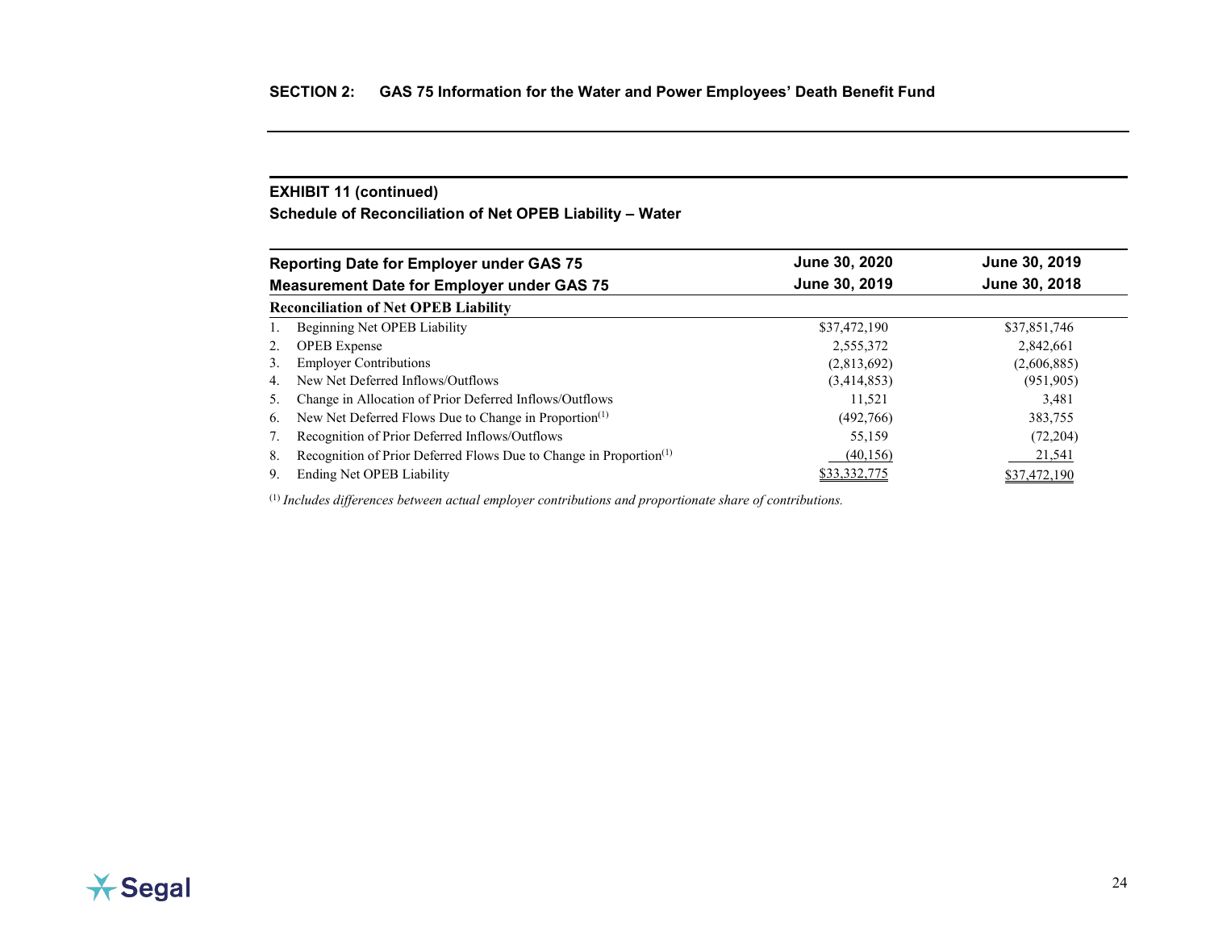## SECTION 2: GAS 75 Information for the Water and Power Employees' Death Benefit Fund

### EXHIBIT 11 (continued)
### Schedule of Reconciliation of Net OPEB Liability – Water

| Reporting Date for Employer under GAS 75 | June 30, 2020 | June 30, 2019 |
|---|---|---|
| Measurement Date for Employer under GAS 75 | June 30, 2019 | June 30, 2018 |
| **Reconciliation of Net OPEB Liability** | | |
| 1. Beginning Net OPEB Liability | $37,472,190 | $37,851,746 |
| 2. OPEB Expense | 2,555,372 | 2,842,661 |
| 3. Employer Contributions | (2,813,692) | (2,606,885) |
| 4. New Net Deferred Inflows/Outflows | (3,414,853) | (951,905) |
| 5. Change in Allocation of Prior Deferred Inflows/Outflows | 11,521 | 3,481 |
| 6. New Net Deferred Flows Due to Change in Proportion[1] | (492,766) | 383,755 |
| 7. Recognition of Prior Deferred Inflows/Outflows | 55,159 | (72,204) |
| 8. Recognition of Prior Deferred Flows Due to Change in Proportion[1] | (40,156) | 21,541 |
| 9. Ending Net OPEB Liability | $33,332,775 | $37,472,190 |

[1] *Includes differences between actual employer contributions and proportionate share of contributions.*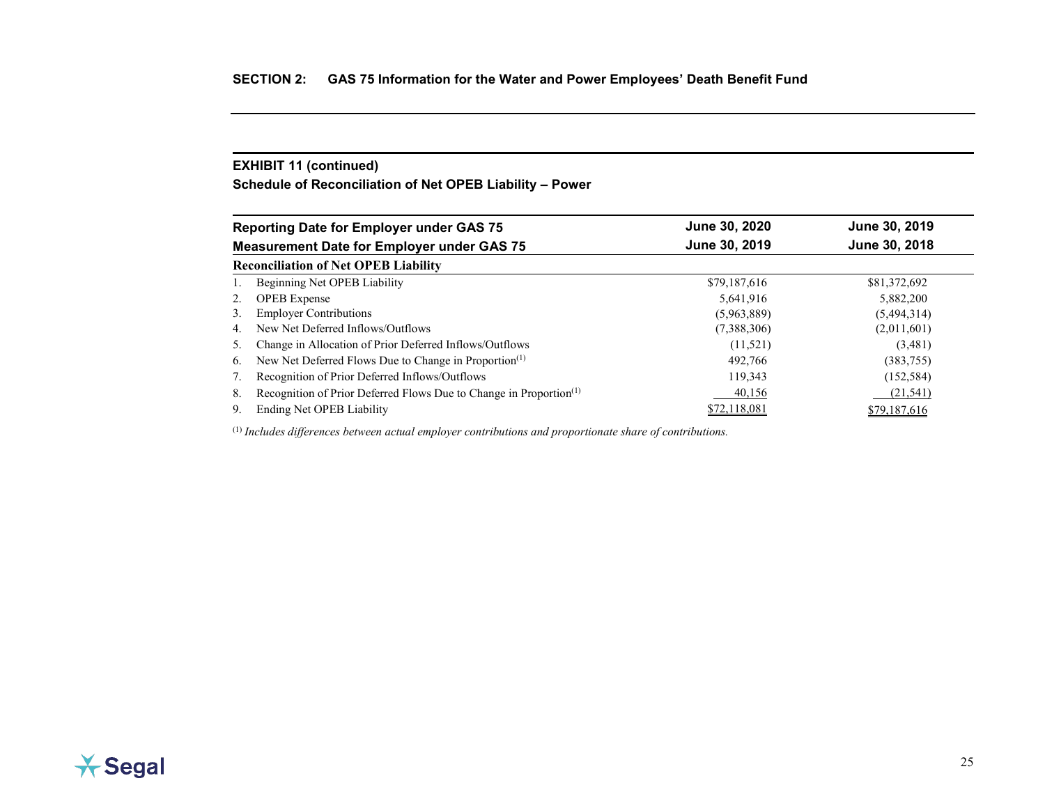## SECTION 2: GAS 75 Information for the Water and Power Employees' Death Benefit Fund

### EXHIBIT 11 (continued)

### Schedule of Reconciliation of Net OPEB Liability – Power

| Reporting Date for Employer under GAS 75 | June 30, 2020 | June 30, 2019 |
|---|---|---|
| **Measurement Date for Employer under GAS 75** | **June 30, 2019** | **June 30, 2018** |
| **Reconciliation of Net OPEB Liability** | | |
| 1. Beginning Net OPEB Liability | $79,187,616 | $81,372,692 |
| 2. OPEB Expense | 5,641,916 | 5,882,200 |
| 3. Employer Contributions | (5,963,889) | (5,494,314) |
| 4. New Net Deferred Inflows/Outflows | (7,388,306) | (2,011,601) |
| 5. Change in Allocation of Prior Deferred Inflows/Outflows | (11,521) | (3,481) |
| 6. New Net Deferred Flows Due to Change in Proportion[1] | 492,766 | (383,755) |
| 7. Recognition of Prior Deferred Inflows/Outflows | 119,343 | (152,584) |
| 8. Recognition of Prior Deferred Flows Due to Change in Proportion[1] | 40,156 | (21,541) |
| 9. Ending Net OPEB Liability | $72,118,081 | $79,187,616 |

[1] *Includes differences between actual employer contributions and proportionate share of contributions.*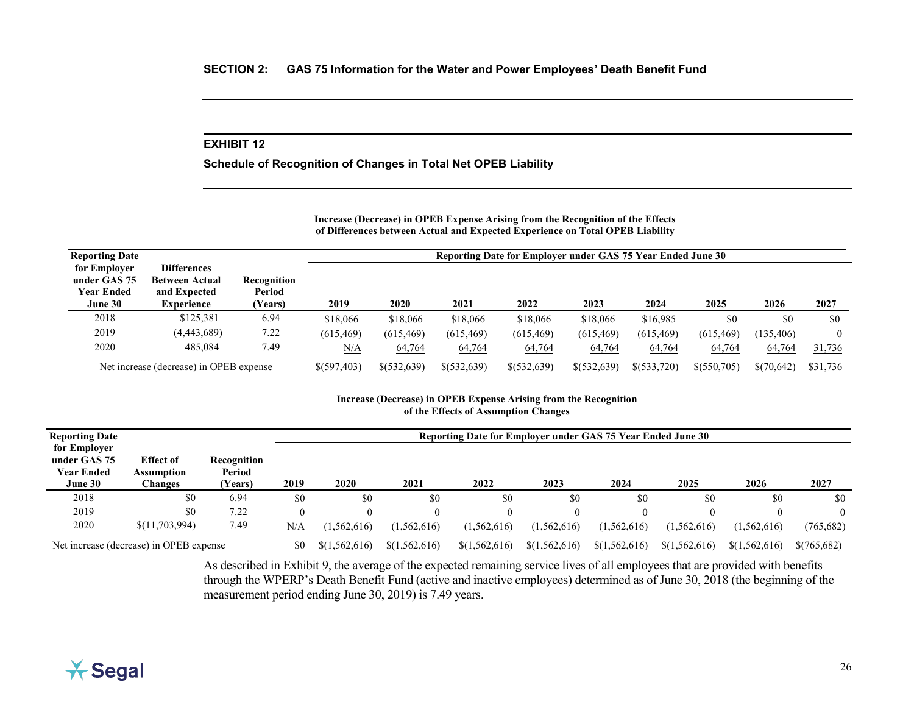## SECTION 2: GAS 75 Information for the Water and Power Employees' Death Benefit Fund

### EXHIBIT 12

**Schedule of Recognition of Changes in Total Net OPEB Liability**

**Increase (Decrease) in OPEB Expense Arising from the Recognition of the Effects of Differences between Actual and Expected Experience on Total OPEB Liability**

| Reporting Date for Employer under GAS 75 Year Ended June 30 | Differences Between Actual and Expected Experience | Recognition Period (Years) | Reporting Date for Employer under GAS 75 Year Ended June 30 | | | | | | | | |
|---|---|---|---|---|---|---|---|---|---|---|---|
| | | | 2019 | 2020 | 2021 | 2022 | 2023 | 2024 | 2025 | 2026 | 2027 |
| 2018 | $125,381 | 6.94 | $18,066 | $18,066 | $18,066 | $18,066 | $18,066 | $16,985 | $0 | $0 | $0 |
| 2019 | (4,443,689) | 7.22 | (615,469) | (615,469) | (615,469) | (615,469) | (615,469) | (615,469) | (615,469) | (135,406) | 0 |
| 2020 | 485,084 | 7.49 | N/A | 64,764 | 64,764 | 64,764 | 64,764 | 64,764 | 64,764 | 64,764 | 31,736 |
| Net increase (decrease) in OPEB expense | | | $(597,403) | $(532,639) | $(532,639) | $(532,639) | $(532,639) | $(533,720) | $(550,705) | $(70,642) | $31,736 |

**Increase (Decrease) in OPEB Expense Arising from the Recognition of the Effects of Assumption Changes**

| Reporting Date for Employer under GAS 75 Year Ended June 30 | Effect of Assumption Changes | Recognition Period (Years) | Reporting Date for Employer under GAS 75 Year Ended June 30 | | | | | | | | |
|---|---|---|---|---|---|---|---|---|---|---|---|
| | | | 2019 | 2020 | 2021 | 2022 | 2023 | 2024 | 2025 | 2026 | 2027 |
| 2018 | $0 | 6.94 | $0 | $0 | $0 | $0 | $0 | $0 | $0 | $0 | $0 |
| 2019 | $0 | 7.22 | 0 | 0 | 0 | 0 | 0 | 0 | 0 | 0 | 0 |
| 2020 | $(11,703,994) | 7.49 | N/A | (1,562,616) | (1,562,616) | (1,562,616) | (1,562,616) | (1,562,616) | (1,562,616) | (1,562,616) | (765,682) |
| Net increase (decrease) in OPEB expense | | | $0 | $(1,562,616) | $(1,562,616) | $(1,562,616) | $(1,562,616) | $(1,562,616) | $(1,562,616) | $(1,562,616) | $(765,682) |

As described in Exhibit 9, the average of the expected remaining service lives of all employees that are provided with benefits through the WPERP's Death Benefit Fund (active and inactive employees) determined as of June 30, 2018 (the beginning of the measurement period ending June 30, 2019) is 7.49 years.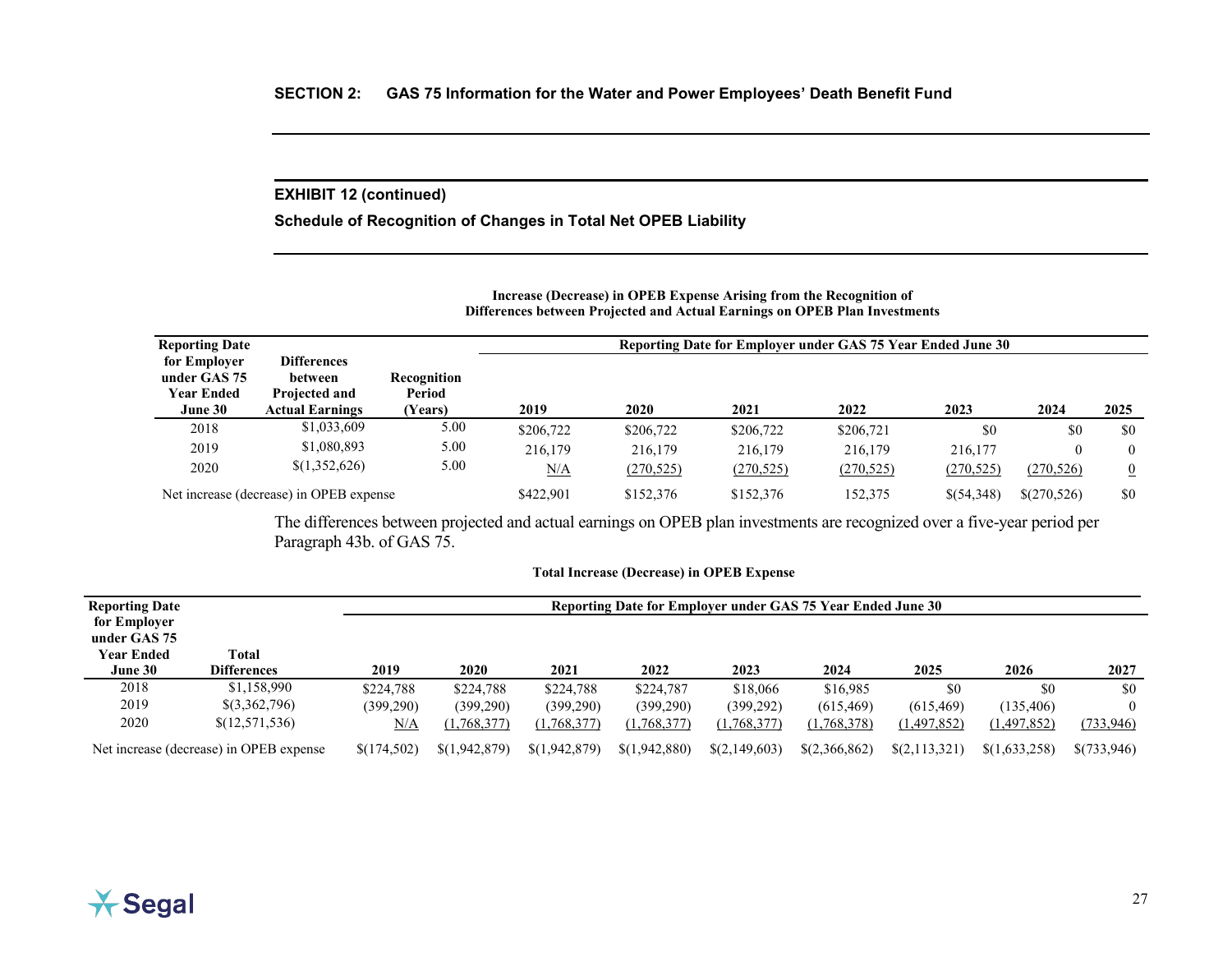## SECTION 2: GAS 75 Information for the Water and Power Employees' Death Benefit Fund

### EXHIBIT 12 (continued)

### Schedule of Recognition of Changes in Total Net OPEB Liability

**Increase (Decrease) in OPEB Expense Arising from the Recognition of Differences between Projected and Actual Earnings on OPEB Plan Investments**

| Reporting Date for Employer under GAS 75 Year Ended June 30 | Differences between Projected and Actual Earnings | Recognition Period (Years) | Reporting Date for Employer under GAS 75 Year Ended June 30 | | | | | | |
|---|---|---|---|---|---|---|---|---|---|
| | | | 2019 | 2020 | 2021 | 2022 | 2023 | 2024 | 2025 |
| 2018 | $1,033,609 | 5.00 | $206,722 | $206,722 | $206,722 | $206,721 | $0 | $0 | $0 |
| 2019 | $1,080,893 | 5.00 | 216,179 | 216,179 | 216,179 | 216,179 | 216,177 | 0 | 0 |
| 2020 | $(1,352,626) | 5.00 | N/A | (270,525) | (270,525) | (270,525) | (270,525) | (270,526) | 0 |
| Net increase (decrease) in OPEB expense | | | $422,901 | $152,376 | $152,376 | 152,375 | $(54,348) | $(270,526) | $0 |

The differences between projected and actual earnings on OPEB plan investments are recognized over a five-year period per Paragraph 43b. of GAS 75.

**Total Increase (Decrease) in OPEB Expense**

| Reporting Date for Employer under GAS 75 Year Ended June 30 | Total Differences | Reporting Date for Employer under GAS 75 Year Ended June 30 | | | | | | | | |
|---|---|---|---|---|---|---|---|---|---|---|
| | | 2019 | 2020 | 2021 | 2022 | 2023 | 2024 | 2025 | 2026 | 2027 |
| 2018 | $1,158,990 | $224,788 | $224,788 | $224,788 | $224,787 | $18,066 | $16,985 | $0 | $0 | $0 |
| 2019 | $(3,362,796) | (399,290) | (399,290) | (399,290) | (399,290) | (399,292) | (615,469) | (615,469) | (135,406) | 0 |
| 2020 | $(12,571,536) | N/A | (1,768,377) | (1,768,377) | (1,768,377) | (1,768,377) | (1,768,378) | (1,497,852) | (1,497,852) | (733,946) |
| Net increase (decrease) in OPEB expense | | $(174,502) | $(1,942,879) | $(1,942,879) | $(1,942,880) | $(2,149,603) | $(2,366,862) | $(2,113,321) | $(1,633,258) | $(733,946) |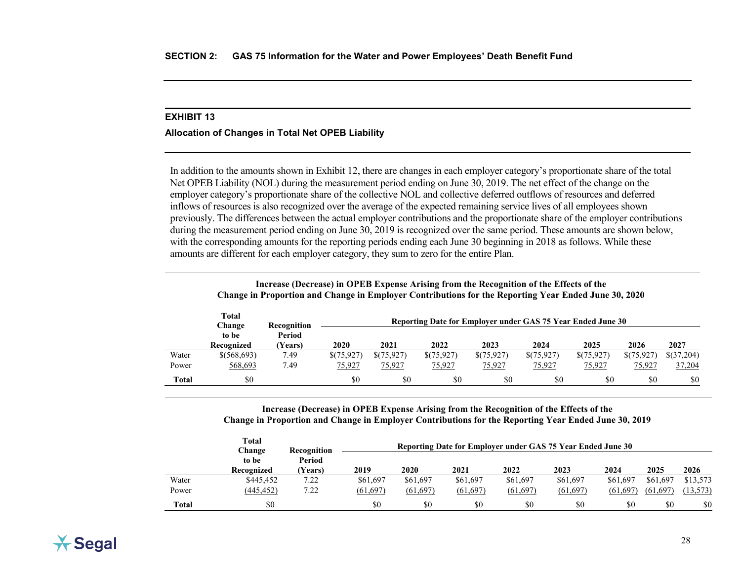## SECTION 2: GAS 75 Information for the Water and Power Employees' Death Benefit Fund

### EXHIBIT 13

**Allocation of Changes in Total Net OPEB Liability**

In addition to the amounts shown in Exhibit 12, there are changes in each employer category's proportionate share of the total Net OPEB Liability (NOL) during the measurement period ending on June 30, 2019. The net effect of the change on the employer category's proportionate share of the collective NOL and collective deferred outflows of resources and deferred inflows of resources is also recognized over the average of the expected remaining service lives of all employees shown previously. The differences between the actual employer contributions and the proportionate share of the employer contributions during the measurement period ending on June 30, 2019 is recognized over the same period. These amounts are shown below, with the corresponding amounts for the reporting periods ending each June 30 beginning in 2018 as follows. While these amounts are different for each employer category, they sum to zero for the entire Plan.

**Increase (Decrease) in OPEB Expense Arising from the Recognition of the Effects of the Change in Proportion and Change in Employer Contributions for the Reporting Year Ended June 30, 2020**

| | Total Change to be Recognized | Recognition Period (Years) | Reporting Date for Employer under GAS 75 Year Ended June 30 | | | | | | | |
|---|---|---|---|---|---|---|---|---|---|---|
| | | | 2020 | 2021 | 2022 | 2023 | 2024 | 2025 | 2026 | 2027 |
| Water | $(568,693) | 7.49 | $(75,927) | $(75,927) | $(75,927) | $(75,927) | $(75,927) | $(75,927) | $(75,927) | $(37,204) |
| Power | 568,693 | 7.49 | 75,927 | 75,927 | 75,927 | 75,927 | 75,927 | 75,927 | 75,927 | 37,204 |
| **Total** | $0 | | $0 | $0 | $0 | $0 | $0 | $0 | $0 | $0 |

**Increase (Decrease) in OPEB Expense Arising from the Recognition of the Effects of the Change in Proportion and Change in Employer Contributions for the Reporting Year Ended June 30, 2019**

| | Total Change to be Recognized | Recognition Period (Years) | Reporting Date for Employer under GAS 75 Year Ended June 30 | | | | | | | |
|---|---|---|---|---|---|---|---|---|---|---|
| | | | 2019 | 2020 | 2021 | 2022 | 2023 | 2024 | 2025 | 2026 |
| Water | $445,452 | 7.22 | $61,697 | $61,697 | $61,697 | $61,697 | $61,697 | $61,697 | $61,697 | $13,573 |
| Power | (445,452) | 7.22 | (61,697) | (61,697) | (61,697) | (61,697) | (61,697) | (61,697) | (61,697) | (13,573) |
| **Total** | $0 | | $0 | $0 | $0 | $0 | $0 | $0 | $0 | $0 |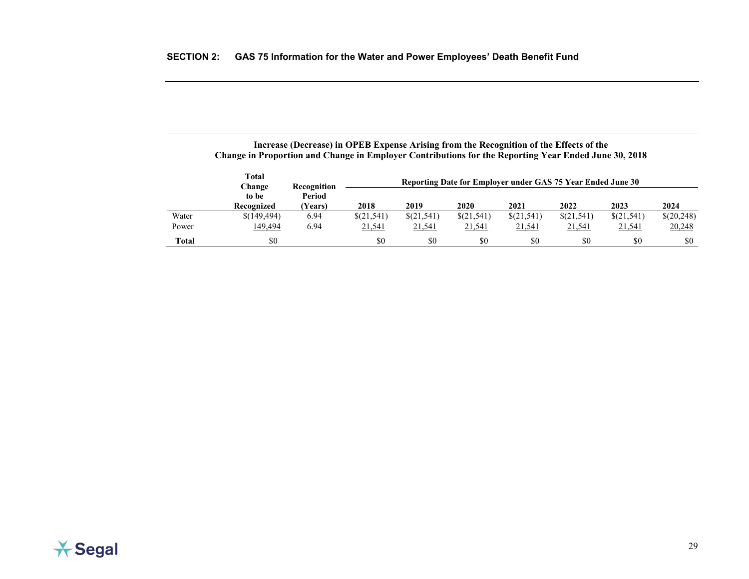## SECTION 2: GAS 75 Information for the Water and Power Employees' Death Benefit Fund

**Increase (Decrease) in OPEB Expense Arising from the Recognition of the Effects of the Change in Proportion and Change in Employer Contributions for the Reporting Year Ended June 30, 2018**

| | Total Change to be Recognized | Recognition Period (Years) | Reporting Date for Employer under GAS 75 Year Ended June 30 | | | | | | |
|---|---|---|---|---|---|---|---|---|---|
| | | | 2018 | 2019 | 2020 | 2021 | 2022 | 2023 | 2024 |
| Water | $(149,494) | 6.94 | $(21,541) | $(21,541) | $(21,541) | $(21,541) | $(21,541) | $(21,541) | $(20,248) |
| Power | 149,494 | 6.94 | 21,541 | 21,541 | 21,541 | 21,541 | 21,541 | 21,541 | 20,248 |
| **Total** | $0 | | $0 | $0 | $0 | $0 | $0 | $0 | $0 |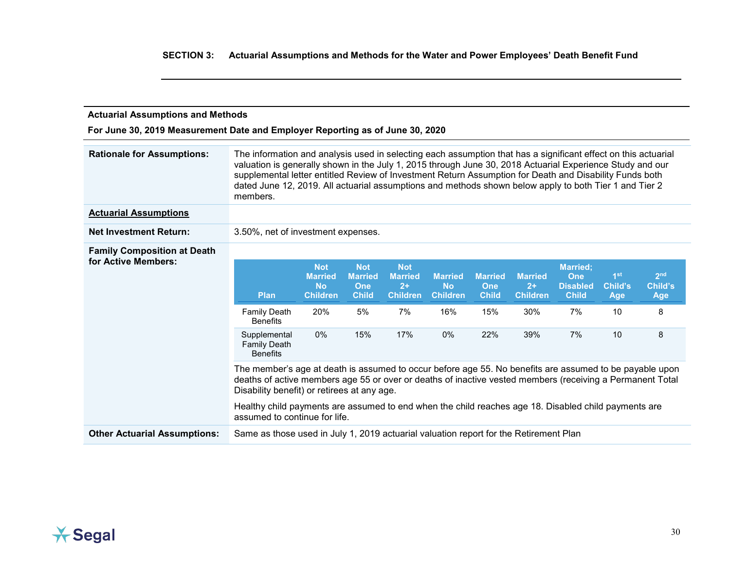## SECTION 3: Actuarial Assumptions and Methods for the Water and Power Employees' Death Benefit Fund

**Actuarial Assumptions and Methods**

**For June 30, 2019 Measurement Date and Employer Reporting as of June 30, 2020**

**Rationale for Assumptions:** The information and analysis used in selecting each assumption that has a significant effect on this actuarial valuation is generally shown in the July 1, 2015 through June 30, 2018 Actuarial Experience Study and our supplemental letter entitled Review of Investment Return Assumption for Death and Disability Funds both dated June 12, 2019. All actuarial assumptions and methods shown below apply to both Tier 1 and Tier 2 members.

**Actuarial Assumptions**

**Net Investment Return:** 3.50%, net of investment expenses.

**Family Composition at Death for Active Members:**

| Plan | Not Married No Children | Not Married One Child | Not Married 2+ Children | Married No Children | Married One Child | Married 2+ Children | Married; One Disabled Child | 1st Child's Age | 2nd Child's Age |
|---|---|---|---|---|---|---|---|---|---|
| Family Death Benefits | 20% | 5% | 7% | 16% | 15% | 30% | 7% | 10 | 8 |
| Supplemental Family Death Benefits | 0% | 15% | 17% | 0% | 22% | 39% | 7% | 10 | 8 |

The member's age at death is assumed to occur before age 55. No benefits are assumed to be payable upon deaths of active members age 55 or over or deaths of inactive vested members (receiving a Permanent Total Disability benefit) or retirees at any age.

Healthy child payments are assumed to end when the child reaches age 18. Disabled child payments are assumed to continue for life.

**Other Actuarial Assumptions:** Same as those used in July 1, 2019 actuarial valuation report for the Retirement Plan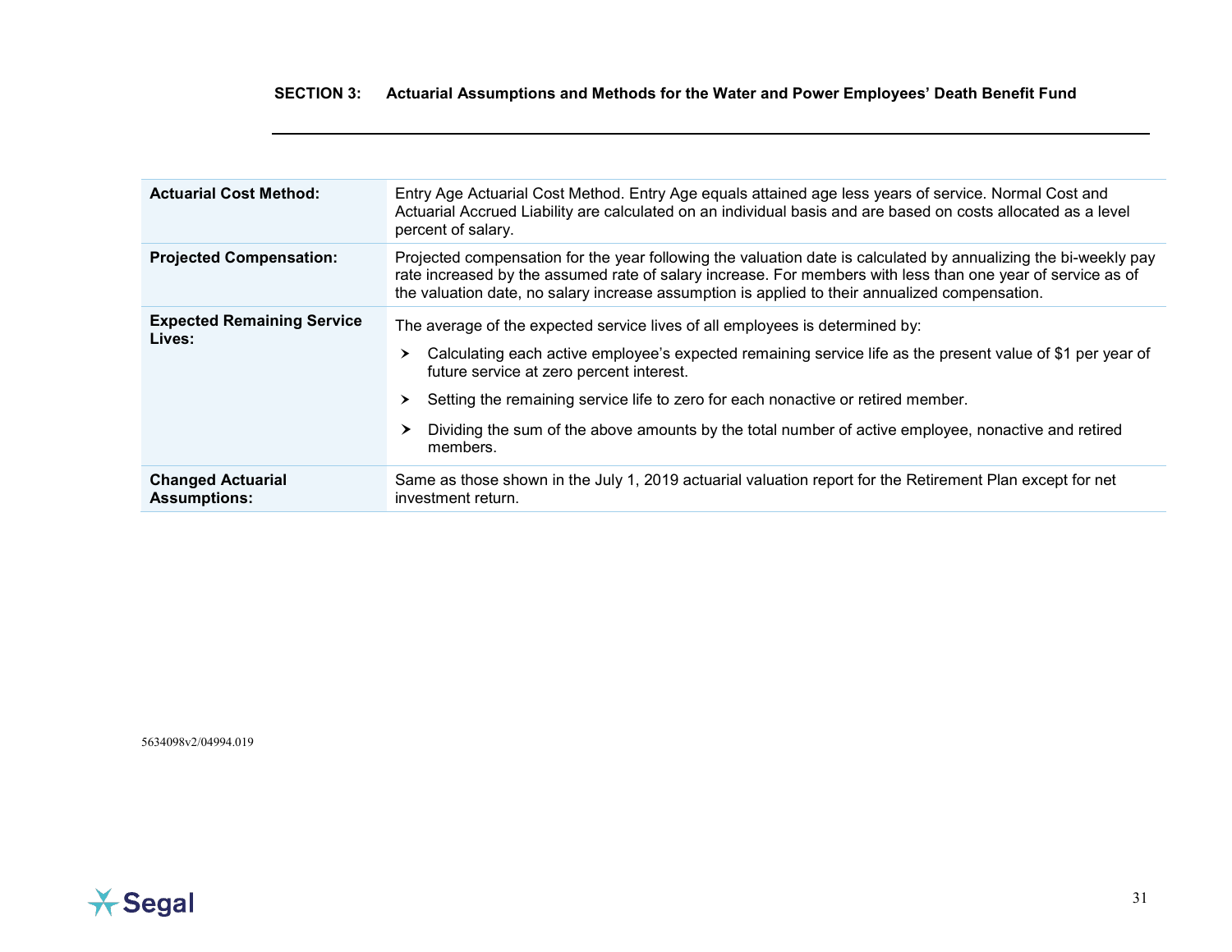### SECTION 3: Actuarial Assumptions and Methods for the Water and Power Employees' Death Benefit Fund

| | |
|---|---|
| **Actuarial Cost Method:** | Entry Age Actuarial Cost Method. Entry Age equals attained age less years of service. Normal Cost and Actuarial Accrued Liability are calculated on an individual basis and are based on costs allocated as a level percent of salary. |
| **Projected Compensation:** | Projected compensation for the year following the valuation date is calculated by annualizing the bi-weekly pay rate increased by the assumed rate of salary increase. For members with less than one year of service as of the valuation date, no salary increase assumption is applied to their annualized compensation. |
| **Expected Remaining Service Lives:** | The average of the expected service lives of all employees is determined by: <br>➤ Calculating each active employee's expected remaining service life as the present value of $1 per year of future service at zero percent interest. <br>➤ Setting the remaining service life to zero for each nonactive or retired member. <br>➤ Dividing the sum of the above amounts by the total number of active employee, nonactive and retired members. |
| **Changed Actuarial Assumptions:** | Same as those shown in the July 1, 2019 actuarial valuation report for the Retirement Plan except for net investment return. |

5634098v2/04994.019